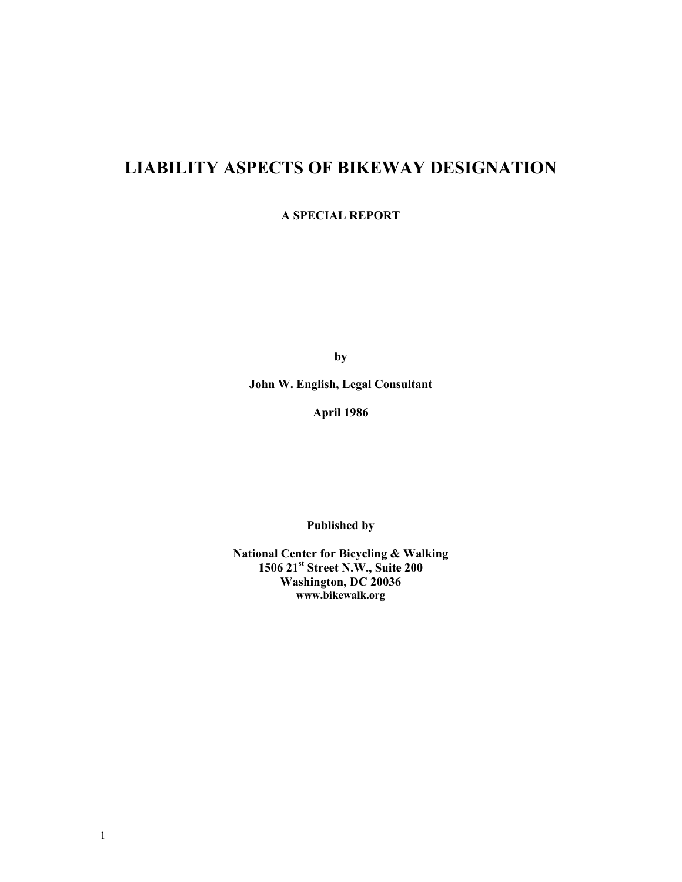# LIABILITY ASPECTS OF BIKEWAY DESIGNATION

**A SPECIAL REPORT**

**by**

**John W. English, Legal Consultant**

**April 1986**

**Published by**

**National Center for Bicycling & Walking**
**1506 21st Street N.W., Suite 200**
**Washington, DC 20036**
**www.bikewalk.org**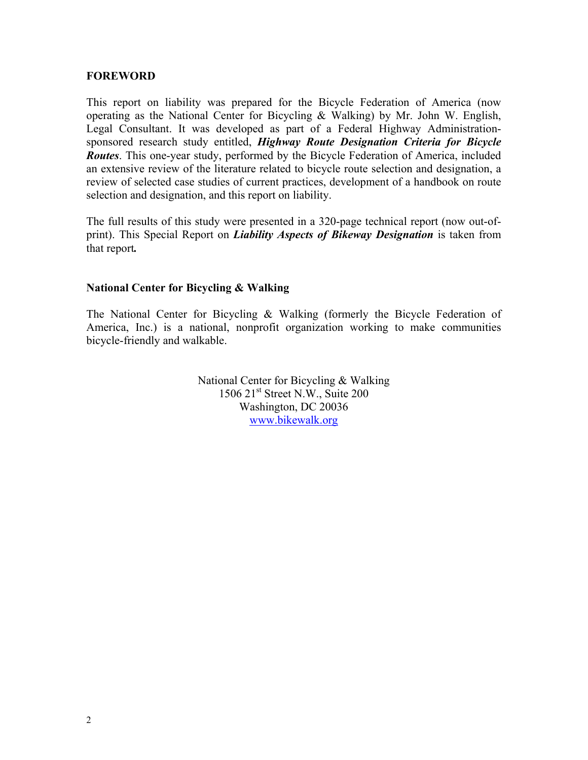## FOREWORD

This report on liability was prepared for the Bicycle Federation of America (now operating as the National Center for Bicycling & Walking) by Mr. John W. English, Legal Consultant. It was developed as part of a Federal Highway Administration-sponsored research study entitled, ***Highway Route Designation Criteria for Bicycle Routes***. This one-year study, performed by the Bicycle Federation of America, included an extensive review of the literature related to bicycle route selection and designation, a review of selected case studies of current practices, development of a handbook on route selection and designation, and this report on liability.

The full results of this study were presented in a 320-page technical report (now out-of-print). This Special Report on ***Liability Aspects of Bikeway Designation*** is taken from that report***.***

### National Center for Bicycling & Walking

The National Center for Bicycling & Walking (formerly the Bicycle Federation of America, Inc.) is a national, nonprofit organization working to make communities bicycle-friendly and walkable.

National Center for Bicycling & Walking
1506 21st Street N.W., Suite 200
Washington, DC 20036
www.bikewalk.org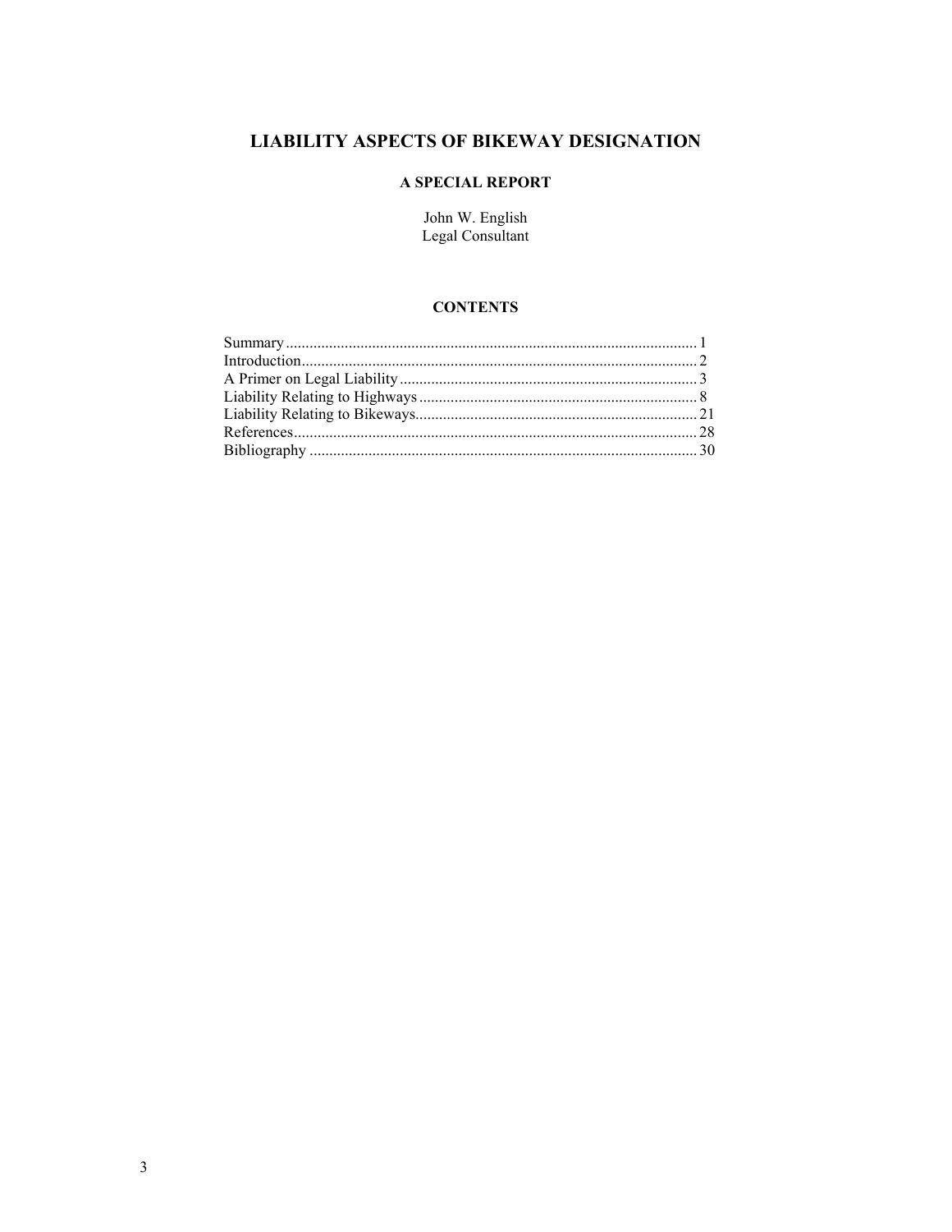# LIABILITY ASPECTS OF BIKEWAY DESIGNATION

## A SPECIAL REPORT

John W. English
Legal Consultant

### CONTENTS

| | |
|---|---|
| Summary | 1 |
| Introduction | 2 |
| A Primer on Legal Liability | 3 |
| Liability Relating to Highways | 8 |
| Liability Relating to Bikeways | 21 |
| References | 28 |
| Bibliography | 30 |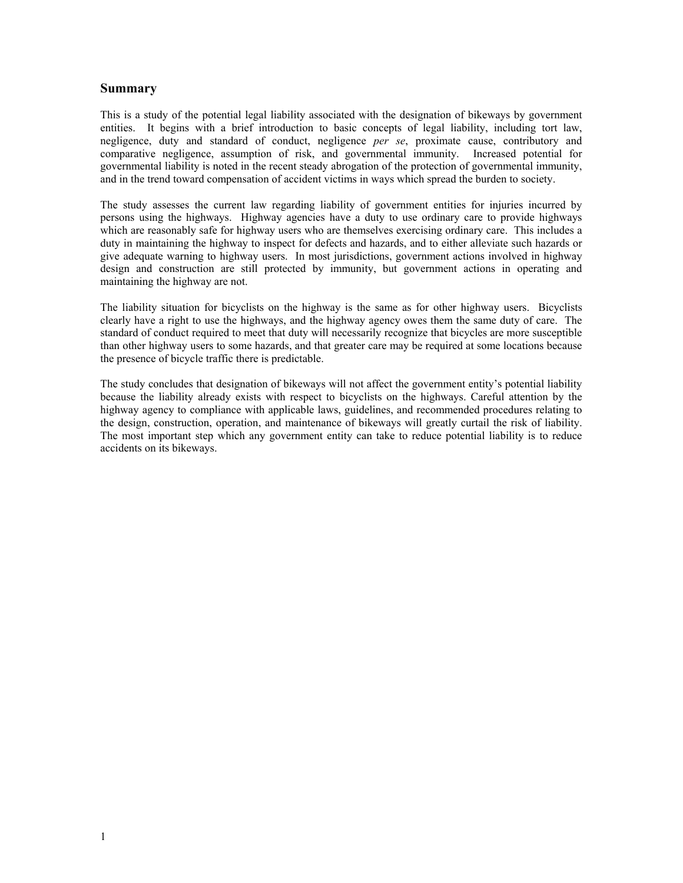## Summary

This is a study of the potential legal liability associated with the designation of bikeways by government entities. It begins with a brief introduction to basic concepts of legal liability, including tort law, negligence, duty and standard of conduct, negligence *per se*, proximate cause, contributory and comparative negligence, assumption of risk, and governmental immunity. Increased potential for governmental liability is noted in the recent steady abrogation of the protection of governmental immunity, and in the trend toward compensation of accident victims in ways which spread the burden to society.

The study assesses the current law regarding liability of government entities for injuries incurred by persons using the highways. Highway agencies have a duty to use ordinary care to provide highways which are reasonably safe for highway users who are themselves exercising ordinary care. This includes a duty in maintaining the highway to inspect for defects and hazards, and to either alleviate such hazards or give adequate warning to highway users. In most jurisdictions, government actions involved in highway design and construction are still protected by immunity, but government actions in operating and maintaining the highway are not.

The liability situation for bicyclists on the highway is the same as for other highway users. Bicyclists clearly have a right to use the highways, and the highway agency owes them the same duty of care. The standard of conduct required to meet that duty will necessarily recognize that bicycles are more susceptible than other highway users to some hazards, and that greater care may be required at some locations because the presence of bicycle traffic there is predictable.

The study concludes that designation of bikeways will not affect the government entity's potential liability because the liability already exists with respect to bicyclists on the highways. Careful attention by the highway agency to compliance with applicable laws, guidelines, and recommended procedures relating to the design, construction, operation, and maintenance of bikeways will greatly curtail the risk of liability. The most important step which any government entity can take to reduce potential liability is to reduce accidents on its bikeways.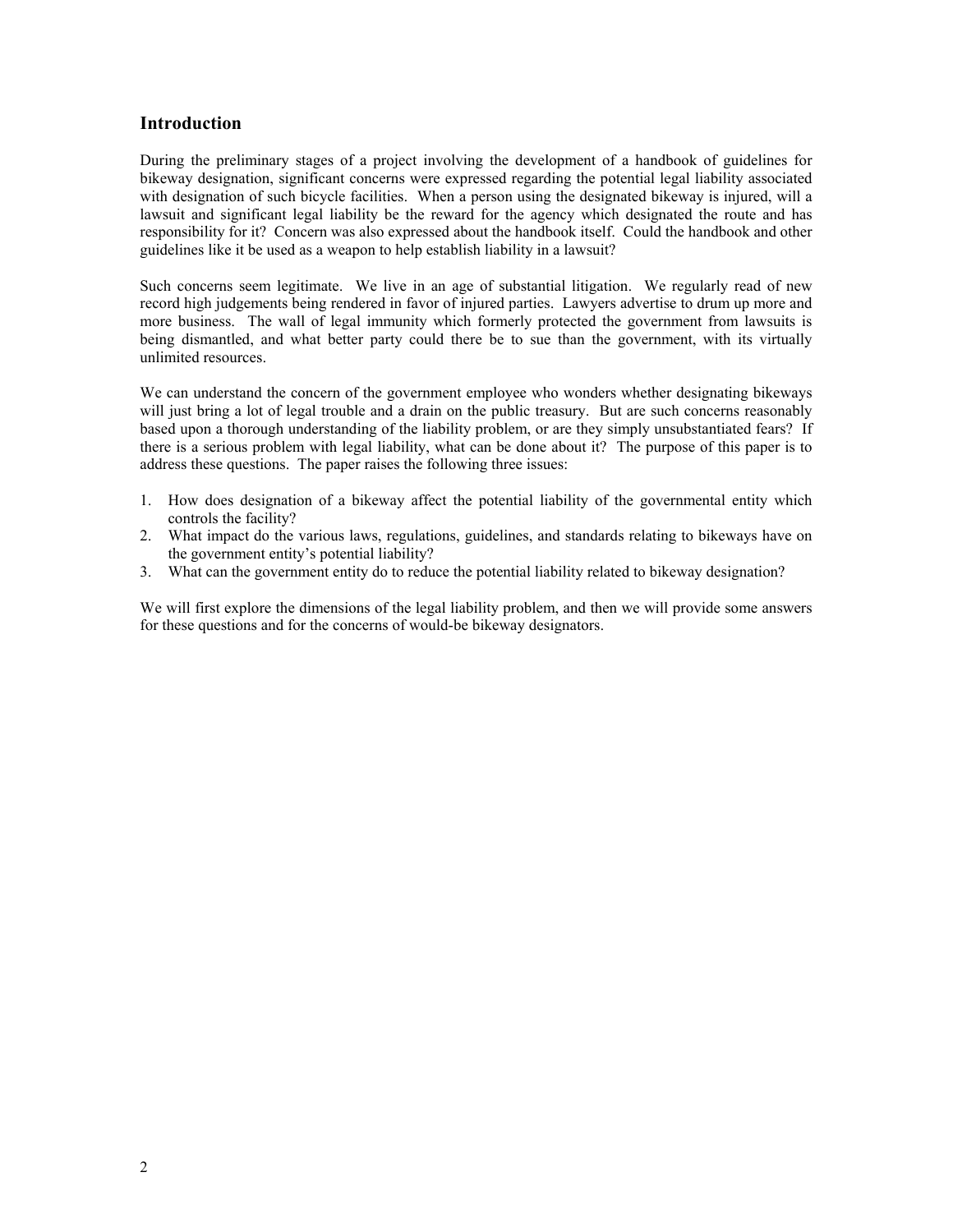## Introduction

During the preliminary stages of a project involving the development of a handbook of guidelines for bikeway designation, significant concerns were expressed regarding the potential legal liability associated with designation of such bicycle facilities. When a person using the designated bikeway is injured, will a lawsuit and significant legal liability be the reward for the agency which designated the route and has responsibility for it? Concern was also expressed about the handbook itself. Could the handbook and other guidelines like it be used as a weapon to help establish liability in a lawsuit?

Such concerns seem legitimate. We live in an age of substantial litigation. We regularly read of new record high judgements being rendered in favor of injured parties. Lawyers advertise to drum up more and more business. The wall of legal immunity which formerly protected the government from lawsuits is being dismantled, and what better party could there be to sue than the government, with its virtually unlimited resources.

We can understand the concern of the government employee who wonders whether designating bikeways will just bring a lot of legal trouble and a drain on the public treasury. But are such concerns reasonably based upon a thorough understanding of the liability problem, or are they simply unsubstantiated fears? If there is a serious problem with legal liability, what can be done about it? The purpose of this paper is to address these questions. The paper raises the following three issues:

1. How does designation of a bikeway affect the potential liability of the governmental entity which controls the facility?
2. What impact do the various laws, regulations, guidelines, and standards relating to bikeways have on the government entity's potential liability?
3. What can the government entity do to reduce the potential liability related to bikeway designation?

We will first explore the dimensions of the legal liability problem, and then we will provide some answers for these questions and for the concerns of would-be bikeway designators.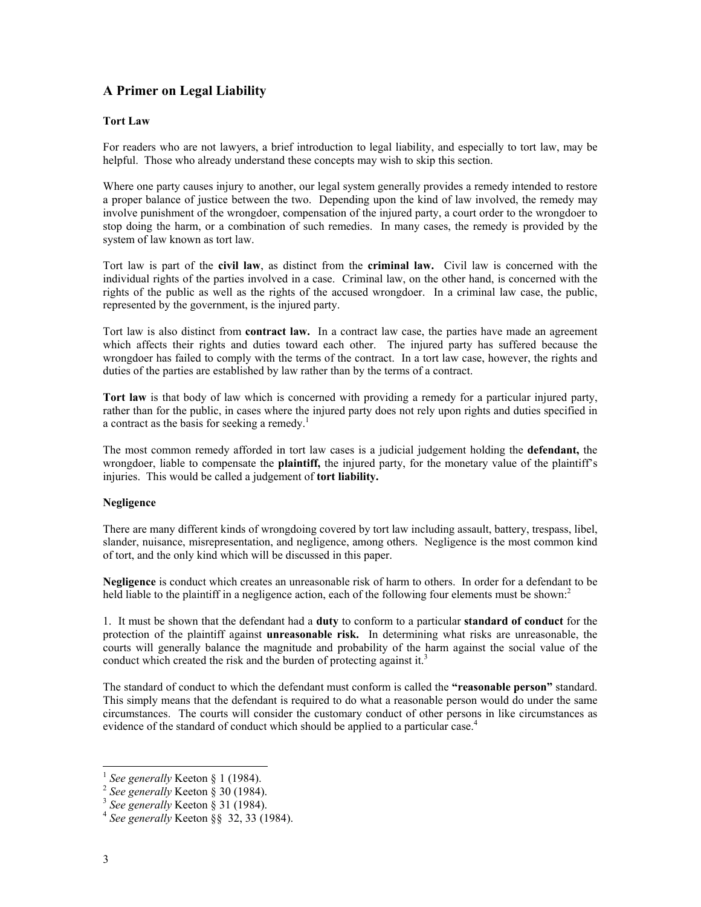## A Primer on Legal Liability

### Tort Law

For readers who are not lawyers, a brief introduction to legal liability, and especially to tort law, may be helpful. Those who already understand these concepts may wish to skip this section.

Where one party causes injury to another, our legal system generally provides a remedy intended to restore a proper balance of justice between the two. Depending upon the kind of law involved, the remedy may involve punishment of the wrongdoer, compensation of the injured party, a court order to the wrongdoer to stop doing the harm, or a combination of such remedies. In many cases, the remedy is provided by the system of law known as tort law.

Tort law is part of the **civil law**, as distinct from the **criminal law.** Civil law is concerned with the individual rights of the parties involved in a case. Criminal law, on the other hand, is concerned with the rights of the public as well as the rights of the accused wrongdoer. In a criminal law case, the public, represented by the government, is the injured party.

Tort law is also distinct from **contract law.** In a contract law case, the parties have made an agreement which affects their rights and duties toward each other. The injured party has suffered because the wrongdoer has failed to comply with the terms of the contract. In a tort law case, however, the rights and duties of the parties are established by law rather than by the terms of a contract.

**Tort law** is that body of law which is concerned with providing a remedy for a particular injured party, rather than for the public, in cases where the injured party does not rely upon rights and duties specified in a contract as the basis for seeking a remedy.[1]

The most common remedy afforded in tort law cases is a judicial judgement holding the **defendant,** the wrongdoer, liable to compensate the **plaintiff,** the injured party, for the monetary value of the plaintiff's injuries. This would be called a judgement of **tort liability.**

### Negligence

There are many different kinds of wrongdoing covered by tort law including assault, battery, trespass, libel, slander, nuisance, misrepresentation, and negligence, among others. Negligence is the most common kind of tort, and the only kind which will be discussed in this paper.

**Negligence** is conduct which creates an unreasonable risk of harm to others. In order for a defendant to be held liable to the plaintiff in a negligence action, each of the following four elements must be shown:[2]

1. It must be shown that the defendant had a **duty** to conform to a particular **standard of conduct** for the protection of the plaintiff against **unreasonable risk.** In determining what risks are unreasonable, the courts will generally balance the magnitude and probability of the harm against the social value of the conduct which created the risk and the burden of protecting against it.[3]

The standard of conduct to which the defendant must conform is called the **"reasonable person"** standard. This simply means that the defendant is required to do what a reasonable person would do under the same circumstances. The courts will consider the customary conduct of other persons in like circumstances as evidence of the standard of conduct which should be applied to a particular case.[4]

---

[1] *See generally* Keeton § 1 (1984).
[2] *See generally* Keeton § 30 (1984).
[3] *See generally* Keeton § 31 (1984).
[4] *See generally* Keeton §§ 32, 33 (1984).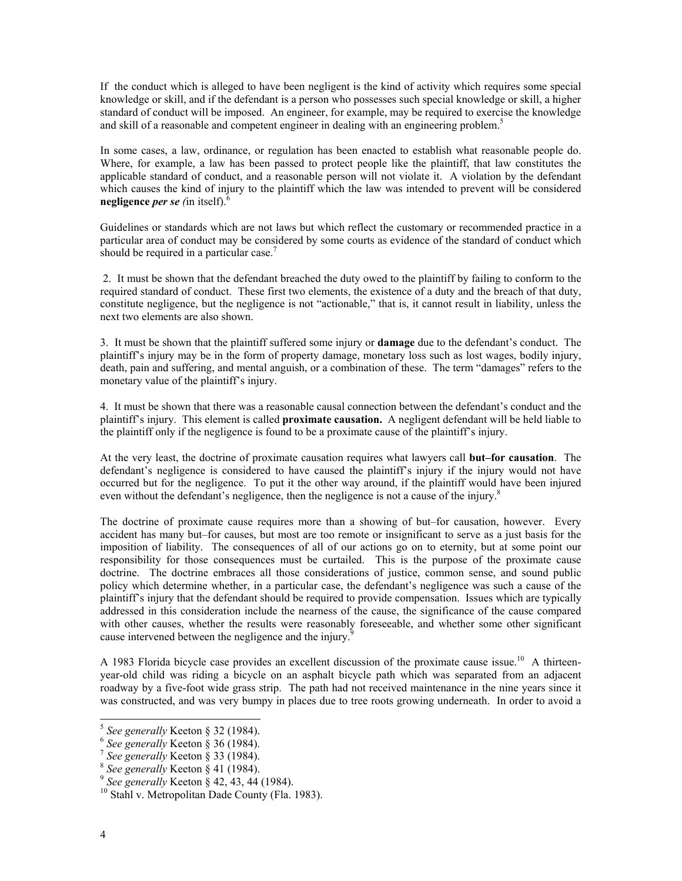If the conduct which is alleged to have been negligent is the kind of activity which requires some special knowledge or skill, and if the defendant is a person who possesses such special knowledge or skill, a higher standard of conduct will be imposed. An engineer, for example, may be required to exercise the knowledge and skill of a reasonable and competent engineer in dealing with an engineering problem.[5]

In some cases, a law, ordinance, or regulation has been enacted to establish what reasonable people do. Where, for example, a law has been passed to protect people like the plaintiff, that law constitutes the applicable standard of conduct, and a reasonable person will not violate it. A violation by the defendant which causes the kind of injury to the plaintiff which the law was intended to prevent will be considered **negligence *per se*** *(*in itself).[6]

Guidelines or standards which are not laws but which reflect the customary or recommended practice in a particular area of conduct may be considered by some courts as evidence of the standard of conduct which should be required in a particular case.[7]

2. It must be shown that the defendant breached the duty owed to the plaintiff by failing to conform to the required standard of conduct. These first two elements, the existence of a duty and the breach of that duty, constitute negligence, but the negligence is not "actionable," that is, it cannot result in liability, unless the next two elements are also shown.

3. It must be shown that the plaintiff suffered some injury or **damage** due to the defendant's conduct. The plaintiff's injury may be in the form of property damage, monetary loss such as lost wages, bodily injury, death, pain and suffering, and mental anguish, or a combination of these. The term "damages" refers to the monetary value of the plaintiff's injury.

4. It must be shown that there was a reasonable causal connection between the defendant's conduct and the plaintiff's injury. This element is called **proximate causation.** A negligent defendant will be held liable to the plaintiff only if the negligence is found to be a proximate cause of the plaintiff's injury.

At the very least, the doctrine of proximate causation requires what lawyers call **but–for causation**. The defendant's negligence is considered to have caused the plaintiff's injury if the injury would not have occurred but for the negligence. To put it the other way around, if the plaintiff would have been injured even without the defendant's negligence, then the negligence is not a cause of the injury.[8]

The doctrine of proximate cause requires more than a showing of but–for causation, however. Every accident has many but–for causes, but most are too remote or insignificant to serve as a just basis for the imposition of liability. The consequences of all of our actions go on to eternity, but at some point our responsibility for those consequences must be curtailed. This is the purpose of the proximate cause doctrine. The doctrine embraces all those considerations of justice, common sense, and sound public policy which determine whether, in a particular case, the defendant's negligence was such a cause of the plaintiff's injury that the defendant should be required to provide compensation. Issues which are typically addressed in this consideration include the nearness of the cause, the significance of the cause compared with other causes, whether the results were reasonably foreseeable, and whether some other significant cause intervened between the negligence and the injury.[9]

A 1983 Florida bicycle case provides an excellent discussion of the proximate cause issue.[10] A thirteen-year-old child was riding a bicycle on an asphalt bicycle path which was separated from an adjacent roadway by a five-foot wide grass strip. The path had not received maintenance in the nine years since it was constructed, and was very bumpy in places due to tree roots growing underneath. In order to avoid a

---

[5] *See generally* Keeton § 32 (1984).
[6] *See generally* Keeton § 36 (1984).
[7] *See generally* Keeton § 33 (1984).
[8] *See generally* Keeton § 41 (1984).
[9] *See generally* Keeton § 42, 43, 44 (1984).
[10] Stahl v. Metropolitan Dade County (Fla. 1983).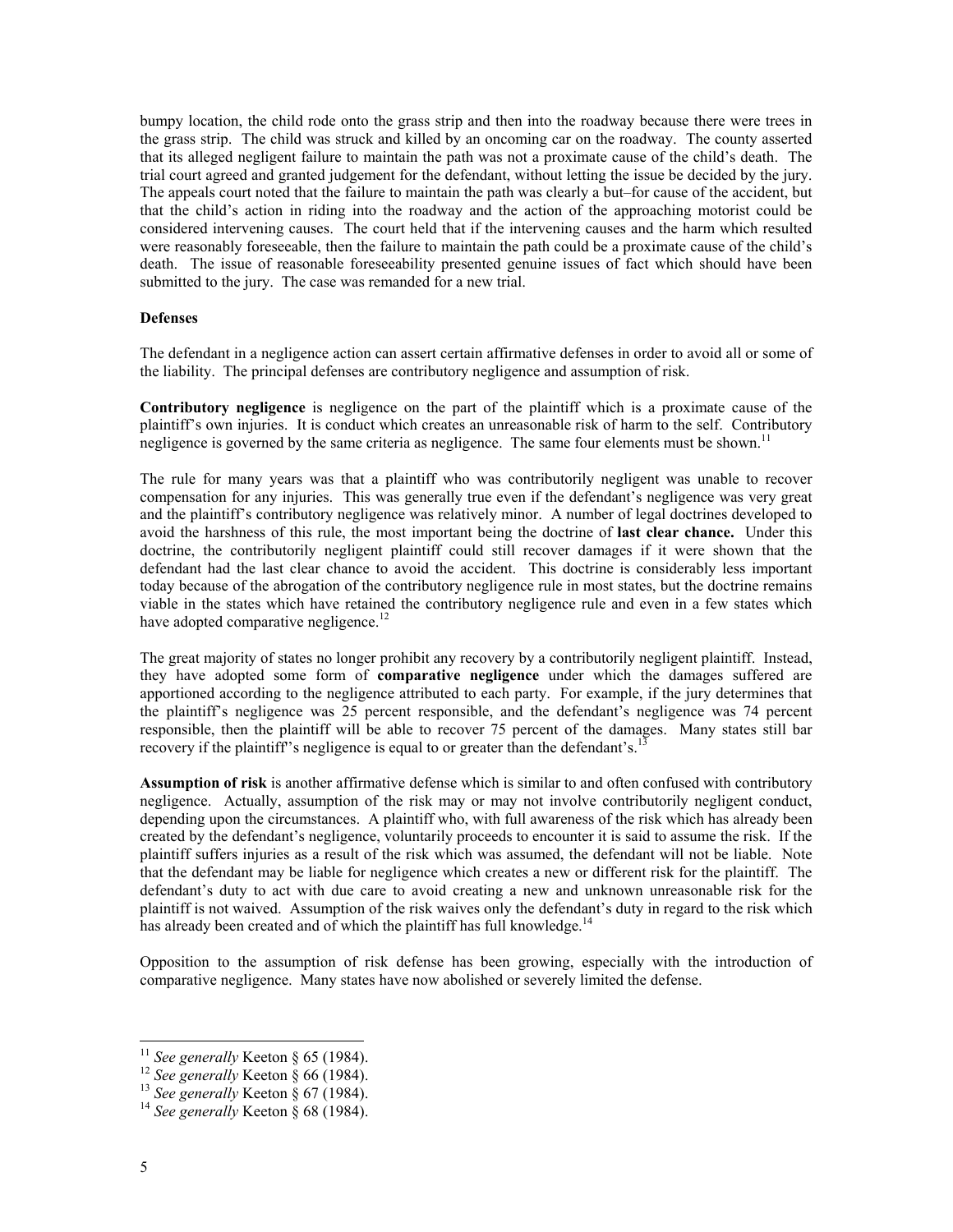bumpy location, the child rode onto the grass strip and then into the roadway because there were trees in the grass strip. The child was struck and killed by an oncoming car on the roadway. The county asserted that its alleged negligent failure to maintain the path was not a proximate cause of the child's death. The trial court agreed and granted judgement for the defendant, without letting the issue be decided by the jury. The appeals court noted that the failure to maintain the path was clearly a but–for cause of the accident, but that the child's action in riding into the roadway and the action of the approaching motorist could be considered intervening causes. The court held that if the intervening causes and the harm which resulted were reasonably foreseeable, then the failure to maintain the path could be a proximate cause of the child's death. The issue of reasonable foreseeability presented genuine issues of fact which should have been submitted to the jury. The case was remanded for a new trial.

**Defenses**

The defendant in a negligence action can assert certain affirmative defenses in order to avoid all or some of the liability. The principal defenses are contributory negligence and assumption of risk.

**Contributory negligence** is negligence on the part of the plaintiff which is a proximate cause of the plaintiff's own injuries. It is conduct which creates an unreasonable risk of harm to the self. Contributory negligence is governed by the same criteria as negligence. The same four elements must be shown.[11]

The rule for many years was that a plaintiff who was contributorily negligent was unable to recover compensation for any injuries. This was generally true even if the defendant's negligence was very great and the plaintiff's contributory negligence was relatively minor. A number of legal doctrines developed to avoid the harshness of this rule, the most important being the doctrine of **last clear chance.** Under this doctrine, the contributorily negligent plaintiff could still recover damages if it were shown that the defendant had the last clear chance to avoid the accident. This doctrine is considerably less important today because of the abrogation of the contributory negligence rule in most states, but the doctrine remains viable in the states which have retained the contributory negligence rule and even in a few states which have adopted comparative negligence.[12]

The great majority of states no longer prohibit any recovery by a contributorily negligent plaintiff. Instead, they have adopted some form of **comparative negligence** under which the damages suffered are apportioned according to the negligence attributed to each party. For example, if the jury determines that the plaintiff's negligence was 25 percent responsible, and the defendant's negligence was 74 percent responsible, then the plaintiff will be able to recover 75 percent of the damages. Many states still bar recovery if the plaintiff's negligence is equal to or greater than the defendant's.[13]

**Assumption of risk** is another affirmative defense which is similar to and often confused with contributory negligence. Actually, assumption of the risk may or may not involve contributorily negligent conduct, depending upon the circumstances. A plaintiff who, with full awareness of the risk which has already been created by the defendant's negligence, voluntarily proceeds to encounter it is said to assume the risk. If the plaintiff suffers injuries as a result of the risk which was assumed, the defendant will not be liable. Note that the defendant may be liable for negligence which creates a new or different risk for the plaintiff. The defendant's duty to act with due care to avoid creating a new and unknown unreasonable risk for the plaintiff is not waived. Assumption of the risk waives only the defendant's duty in regard to the risk which has already been created and of which the plaintiff has full knowledge.[14]

Opposition to the assumption of risk defense has been growing, especially with the introduction of comparative negligence. Many states have now abolished or severely limited the defense.

---

[11] *See generally* Keeton § 65 (1984).

[12] *See generally* Keeton § 66 (1984).

[13] *See generally* Keeton § 67 (1984).

[14] *See generally* Keeton § 68 (1984).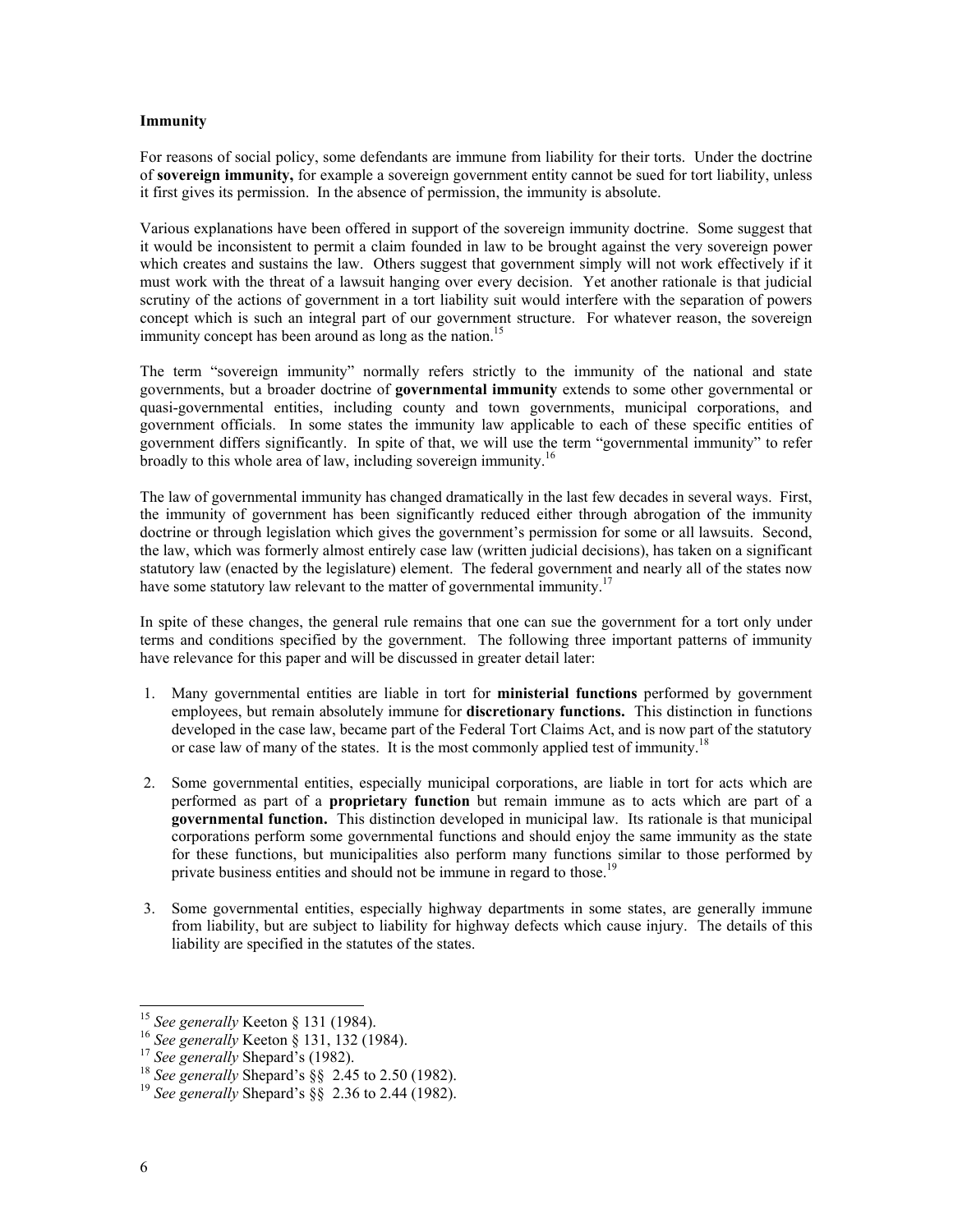**Immunity**

For reasons of social policy, some defendants are immune from liability for their torts. Under the doctrine of **sovereign immunity,** for example a sovereign government entity cannot be sued for tort liability, unless it first gives its permission. In the absence of permission, the immunity is absolute.

Various explanations have been offered in support of the sovereign immunity doctrine. Some suggest that it would be inconsistent to permit a claim founded in law to be brought against the very sovereign power which creates and sustains the law. Others suggest that government simply will not work effectively if it must work with the threat of a lawsuit hanging over every decision. Yet another rationale is that judicial scrutiny of the actions of government in a tort liability suit would interfere with the separation of powers concept which is such an integral part of our government structure. For whatever reason, the sovereign immunity concept has been around as long as the nation.[15]

The term "sovereign immunity" normally refers strictly to the immunity of the national and state governments, but a broader doctrine of **governmental immunity** extends to some other governmental or quasi-governmental entities, including county and town governments, municipal corporations, and government officials. In some states the immunity law applicable to each of these specific entities of government differs significantly. In spite of that, we will use the term "governmental immunity" to refer broadly to this whole area of law, including sovereign immunity.[16]

The law of governmental immunity has changed dramatically in the last few decades in several ways. First, the immunity of government has been significantly reduced either through abrogation of the immunity doctrine or through legislation which gives the government's permission for some or all lawsuits. Second, the law, which was formerly almost entirely case law (written judicial decisions), has taken on a significant statutory law (enacted by the legislature) element. The federal government and nearly all of the states now have some statutory law relevant to the matter of governmental immunity.[17]

In spite of these changes, the general rule remains that one can sue the government for a tort only under terms and conditions specified by the government. The following three important patterns of immunity have relevance for this paper and will be discussed in greater detail later:

1. Many governmental entities are liable in tort for **ministerial functions** performed by government employees, but remain absolutely immune for **discretionary functions.** This distinction in functions developed in the case law, became part of the Federal Tort Claims Act, and is now part of the statutory or case law of many of the states. It is the most commonly applied test of immunity.[18]

2. Some governmental entities, especially municipal corporations, are liable in tort for acts which are performed as part of a **proprietary function** but remain immune as to acts which are part of a **governmental function.** This distinction developed in municipal law. Its rationale is that municipal corporations perform some governmental functions and should enjoy the same immunity as the state for these functions, but municipalities also perform many functions similar to those performed by private business entities and should not be immune in regard to those.[19]

3. Some governmental entities, especially highway departments in some states, are generally immune from liability, but are subject to liability for highway defects which cause injury. The details of this liability are specified in the statutes of the states.

---

[15] *See generally* Keeton § 131 (1984).

[16] *See generally* Keeton § 131, 132 (1984).

[17] *See generally* Shepard's (1982).

[18] *See generally* Shepard's §§ 2.45 to 2.50 (1982).

[19] *See generally* Shepard's §§ 2.36 to 2.44 (1982).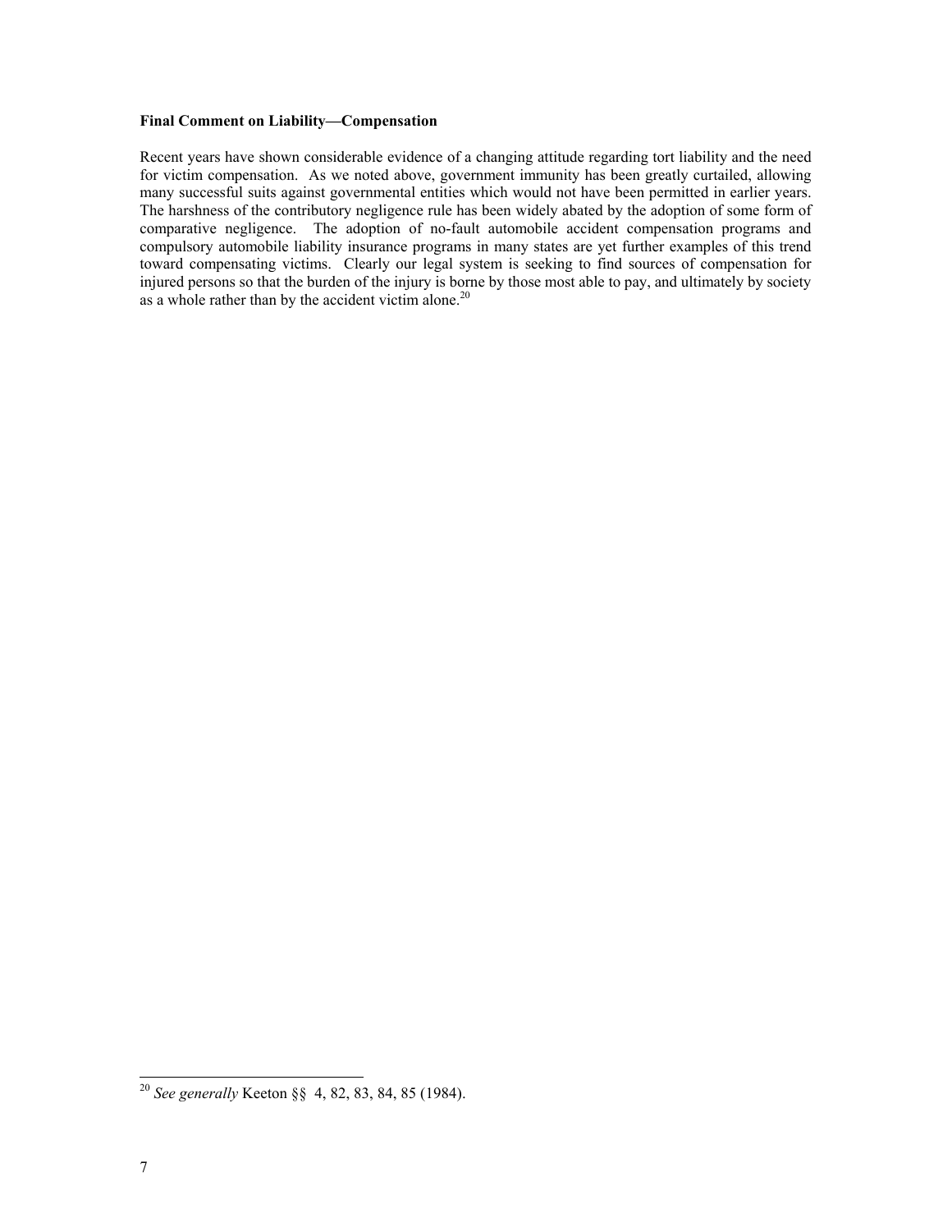**Final Comment on Liability—Compensation**

Recent years have shown considerable evidence of a changing attitude regarding tort liability and the need for victim compensation. As we noted above, government immunity has been greatly curtailed, allowing many successful suits against governmental entities which would not have been permitted in earlier years. The harshness of the contributory negligence rule has been widely abated by the adoption of some form of comparative negligence. The adoption of no-fault automobile accident compensation programs and compulsory automobile liability insurance programs in many states are yet further examples of this trend toward compensating victims. Clearly our legal system is seeking to find sources of compensation for injured persons so that the burden of the injury is borne by those most able to pay, and ultimately by society as a whole rather than by the accident victim alone.[20]

---

[20] *See generally* Keeton §§ 4, 82, 83, 84, 85 (1984).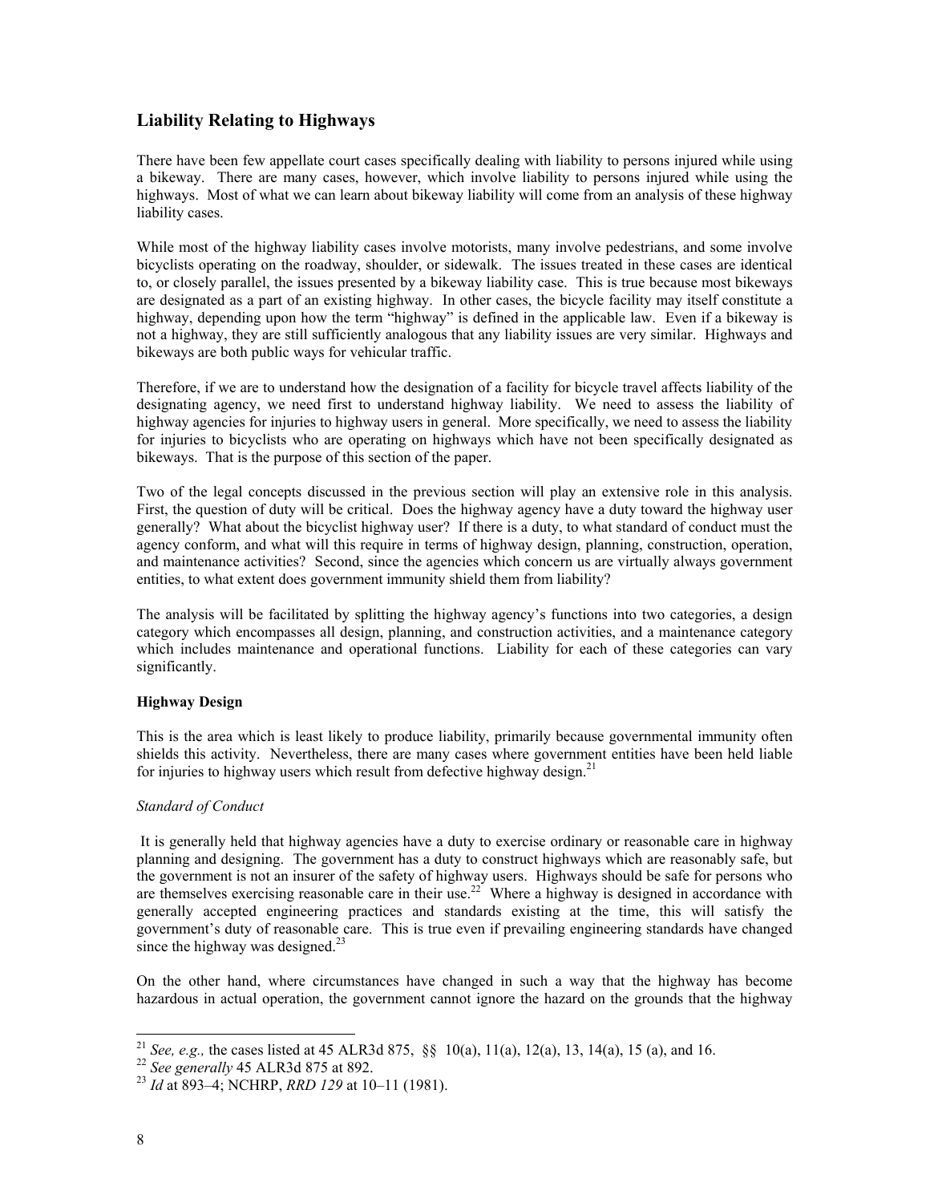## Liability Relating to Highways

There have been few appellate court cases specifically dealing with liability to persons injured while using a bikeway. There are many cases, however, which involve liability to persons injured while using the highways. Most of what we can learn about bikeway liability will come from an analysis of these highway liability cases.

While most of the highway liability cases involve motorists, many involve pedestrians, and some involve bicyclists operating on the roadway, shoulder, or sidewalk. The issues treated in these cases are identical to, or closely parallel, the issues presented by a bikeway liability case. This is true because most bikeways are designated as a part of an existing highway. In other cases, the bicycle facility may itself constitute a highway, depending upon how the term "highway" is defined in the applicable law. Even if a bikeway is not a highway, they are still sufficiently analogous that any liability issues are very similar. Highways and bikeways are both public ways for vehicular traffic.

Therefore, if we are to understand how the designation of a facility for bicycle travel affects liability of the designating agency, we need first to understand highway liability. We need to assess the liability of highway agencies for injuries to highway users in general. More specifically, we need to assess the liability for injuries to bicyclists who are operating on highways which have not been specifically designated as bikeways. That is the purpose of this section of the paper.

Two of the legal concepts discussed in the previous section will play an extensive role in this analysis. First, the question of duty will be critical. Does the highway agency have a duty toward the highway user generally? What about the bicyclist highway user? If there is a duty, to what standard of conduct must the agency conform, and what will this require in terms of highway design, planning, construction, operation, and maintenance activities? Second, since the agencies which concern us are virtually always government entities, to what extent does government immunity shield them from liability?

The analysis will be facilitated by splitting the highway agency's functions into two categories, a design category which encompasses all design, planning, and construction activities, and a maintenance category which includes maintenance and operational functions. Liability for each of these categories can vary significantly.

### Highway Design

This is the area which is least likely to produce liability, primarily because governmental immunity often shields this activity. Nevertheless, there are many cases where government entities have been held liable for injuries to highway users which result from defective highway design.[21]

#### *Standard of Conduct*

It is generally held that highway agencies have a duty to exercise ordinary or reasonable care in highway planning and designing. The government has a duty to construct highways which are reasonably safe, but the government is not an insurer of the safety of highway users. Highways should be safe for persons who are themselves exercising reasonable care in their use.[22] Where a highway is designed in accordance with generally accepted engineering practices and standards existing at the time, this will satisfy the government's duty of reasonable care. This is true even if prevailing engineering standards have changed since the highway was designed.[23]

On the other hand, where circumstances have changed in such a way that the highway has become hazardous in actual operation, the government cannot ignore the hazard on the grounds that the highway

---

[21] *See, e.g.,* the cases listed at 45 ALR3d 875, §§ 10(a), 11(a), 12(a), 13, 14(a), 15 (a), and 16.

[22] *See generally* 45 ALR3d 875 at 892.

[23] *Id* at 893–4; NCHRP, *RRD 129* at 10–11 (1981).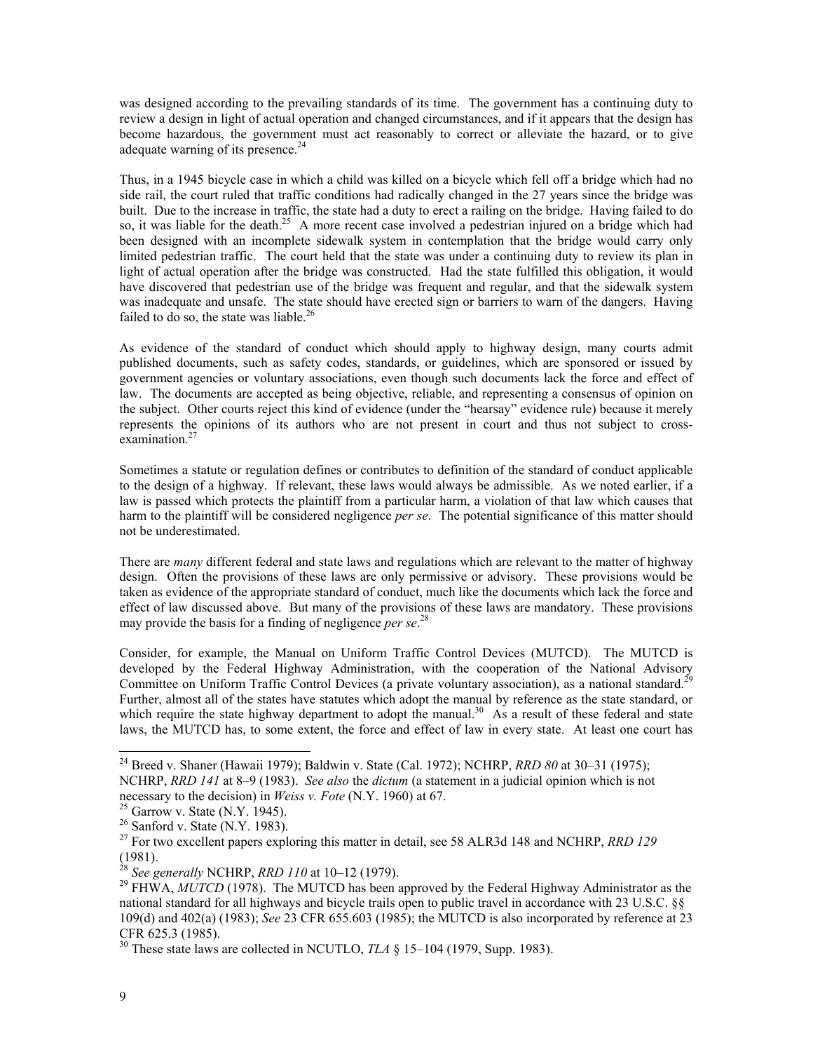was designed according to the prevailing standards of its time. The government has a continuing duty to review a design in light of actual operation and changed circumstances, and if it appears that the design has become hazardous, the government must act reasonably to correct or alleviate the hazard, or to give adequate warning of its presence.[24]

Thus, in a 1945 bicycle case in which a child was killed on a bicycle which fell off a bridge which had no side rail, the court ruled that traffic conditions had radically changed in the 27 years since the bridge was built. Due to the increase in traffic, the state had a duty to erect a railing on the bridge. Having failed to do so, it was liable for the death.[25] A more recent case involved a pedestrian injured on a bridge which had been designed with an incomplete sidewalk system in contemplation that the bridge would carry only limited pedestrian traffic. The court held that the state was under a continuing duty to review its plan in light of actual operation after the bridge was constructed. Had the state fulfilled this obligation, it would have discovered that pedestrian use of the bridge was frequent and regular, and that the sidewalk system was inadequate and unsafe. The state should have erected sign or barriers to warn of the dangers. Having failed to do so, the state was liable.[26]

As evidence of the standard of conduct which should apply to highway design, many courts admit published documents, such as safety codes, standards, or guidelines, which are sponsored or issued by government agencies or voluntary associations, even though such documents lack the force and effect of law. The documents are accepted as being objective, reliable, and representing a consensus of opinion on the subject. Other courts reject this kind of evidence (under the "hearsay" evidence rule) because it merely represents the opinions of its authors who are not present in court and thus not subject to cross-examination.[27]

Sometimes a statute or regulation defines or contributes to definition of the standard of conduct applicable to the design of a highway. If relevant, these laws would always be admissible. As we noted earlier, if a law is passed which protects the plaintiff from a particular harm, a violation of that law which causes that harm to the plaintiff will be considered negligence *per se*. The potential significance of this matter should not be underestimated.

There are *many* different federal and state laws and regulations which are relevant to the matter of highway design. Often the provisions of these laws are only permissive or advisory. These provisions would be taken as evidence of the appropriate standard of conduct, much like the documents which lack the force and effect of law discussed above. But many of the provisions of these laws are mandatory. These provisions may provide the basis for a finding of negligence *per se*.[28]

Consider, for example, the Manual on Uniform Traffic Control Devices (MUTCD). The MUTCD is developed by the Federal Highway Administration, with the cooperation of the National Advisory Committee on Uniform Traffic Control Devices (a private voluntary association), as a national standard.[29] Further, almost all of the states have statutes which adopt the manual by reference as the state standard, or which require the state highway department to adopt the manual.[30] As a result of these federal and state laws, the MUTCD has, to some extent, the force and effect of law in every state. At least one court has

---

[24] Breed v. Shaner (Hawaii 1979); Baldwin v. State (Cal. 1972); NCHRP, *RRD 80* at 30–31 (1975); NCHRP, *RRD 141* at 8–9 (1983). *See also* the *dictum* (a statement in a judicial opinion which is not necessary to the decision) in *Weiss v. Fote* (N.Y. 1960) at 67.

[25] Garrow v. State (N.Y. 1945).

[26] Sanford v. State (N.Y. 1983).

[27] For two excellent papers exploring this matter in detail, see 58 ALR3d 148 and NCHRP, *RRD 129* (1981).

[28] *See generally* NCHRP, *RRD 110* at 10–12 (1979).

[29] FHWA, *MUTCD* (1978). The MUTCD has been approved by the Federal Highway Administrator as the national standard for all highways and bicycle trails open to public travel in accordance with 23 U.S.C. §§ 109(d) and 402(a) (1983); *See* 23 CFR 655.603 (1985); the MUTCD is also incorporated by reference at 23 CFR 625.3 (1985).

[30] These state laws are collected in NCUTLO, *TLA* § 15–104 (1979, Supp. 1983).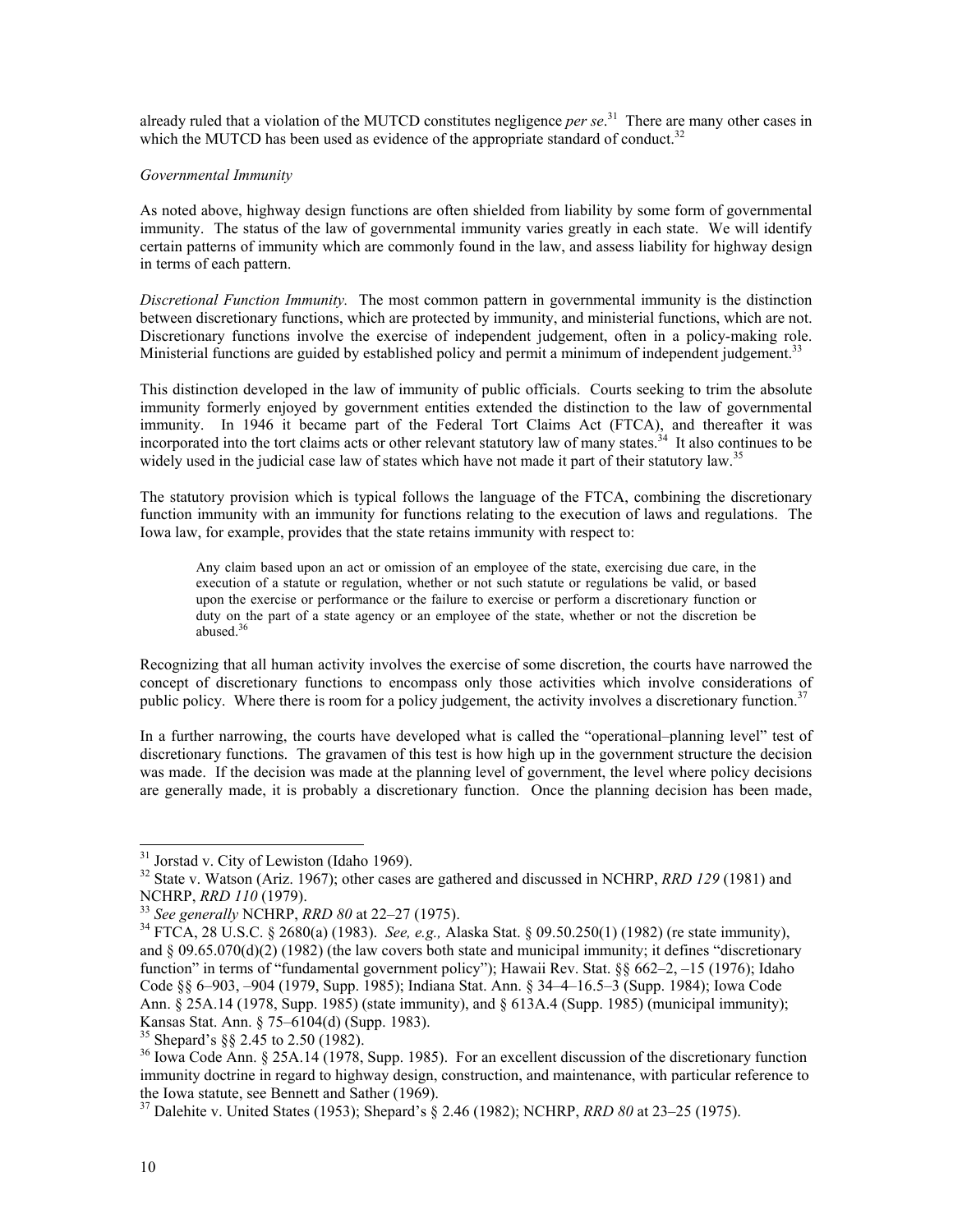already ruled that a violation of the MUTCD constitutes negligence *per se*.[31] There are many other cases in which the MUTCD has been used as evidence of the appropriate standard of conduct.[32]

*Governmental Immunity*

As noted above, highway design functions are often shielded from liability by some form of governmental immunity. The status of the law of governmental immunity varies greatly in each state. We will identify certain patterns of immunity which are commonly found in the law, and assess liability for highway design in terms of each pattern.

*Discretional Function Immunity.* The most common pattern in governmental immunity is the distinction between discretionary functions, which are protected by immunity, and ministerial functions, which are not. Discretionary functions involve the exercise of independent judgement, often in a policy-making role. Ministerial functions are guided by established policy and permit a minimum of independent judgement.[33]

This distinction developed in the law of immunity of public officials. Courts seeking to trim the absolute immunity formerly enjoyed by government entities extended the distinction to the law of governmental immunity. In 1946 it became part of the Federal Tort Claims Act (FTCA), and thereafter it was incorporated into the tort claims acts or other relevant statutory law of many states.[34] It also continues to be widely used in the judicial case law of states which have not made it part of their statutory law.[35]

The statutory provision which is typical follows the language of the FTCA, combining the discretionary function immunity with an immunity for functions relating to the execution of laws and regulations. The Iowa law, for example, provides that the state retains immunity with respect to:

> Any claim based upon an act or omission of an employee of the state, exercising due care, in the execution of a statute or regulation, whether or not such statute or regulations be valid, or based upon the exercise or performance or the failure to exercise or perform a discretionary function or duty on the part of a state agency or an employee of the state, whether or not the discretion be abused.[36]

Recognizing that all human activity involves the exercise of some discretion, the courts have narrowed the concept of discretionary functions to encompass only those activities which involve considerations of public policy. Where there is room for a policy judgement, the activity involves a discretionary function.[37]

In a further narrowing, the courts have developed what is called the "operational–planning level" test of discretionary functions. The gravamen of this test is how high up in the government structure the decision was made. If the decision was made at the planning level of government, the level where policy decisions are generally made, it is probably a discretionary function. Once the planning decision has been made,

---

[31] Jorstad v. City of Lewiston (Idaho 1969).

[32] State v. Watson (Ariz. 1967); other cases are gathered and discussed in NCHRP, *RRD 129* (1981) and NCHRP, *RRD 110* (1979).

[33] *See generally* NCHRP, *RRD 80* at 22–27 (1975).

[34] FTCA, 28 U.S.C. § 2680(a) (1983). *See, e.g.,* Alaska Stat. § 09.50.250(1) (1982) (re state immunity), and § 09.65.070(d)(2) (1982) (the law covers both state and municipal immunity; it defines "discretionary function" in terms of "fundamental government policy"); Hawaii Rev. Stat. §§ 662–2, –15 (1976); Idaho Code §§ 6–903, –904 (1979, Supp. 1985); Indiana Stat. Ann. § 34–4–16.5–3 (Supp. 1984); Iowa Code Ann. § 25A.14 (1978, Supp. 1985) (state immunity), and § 613A.4 (Supp. 1985) (municipal immunity); Kansas Stat. Ann. § 75–6104(d) (Supp. 1983).

[35] Shepard's §§ 2.45 to 2.50 (1982).

[36] Iowa Code Ann. § 25A.14 (1978, Supp. 1985). For an excellent discussion of the discretionary function immunity doctrine in regard to highway design, construction, and maintenance, with particular reference to the Iowa statute, see Bennett and Sather (1969).

[37] Dalehite v. United States (1953); Shepard's § 2.46 (1982); NCHRP, *RRD 80* at 23–25 (1975).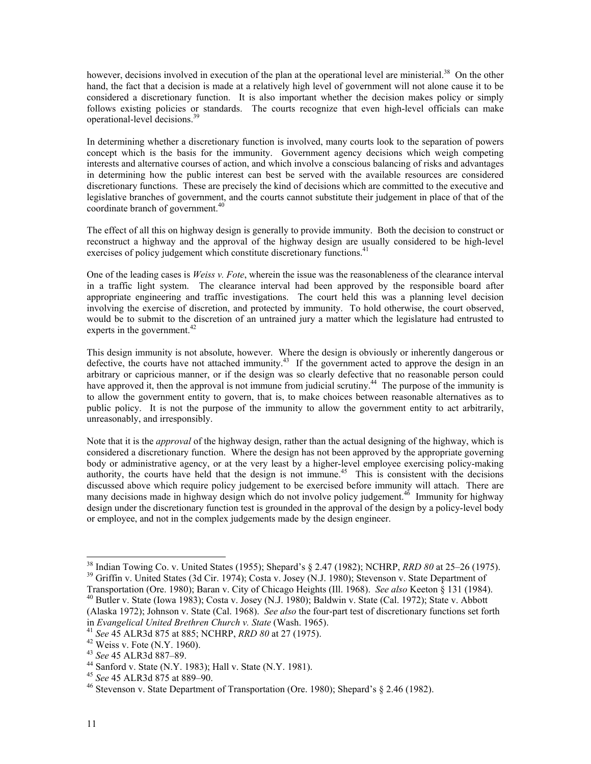however, decisions involved in execution of the plan at the operational level are ministerial.[38] On the other hand, the fact that a decision is made at a relatively high level of government will not alone cause it to be considered a discretionary function. It is also important whether the decision makes policy or simply follows existing policies or standards. The courts recognize that even high-level officials can make operational-level decisions.[39]

In determining whether a discretionary function is involved, many courts look to the separation of powers concept which is the basis for the immunity. Government agency decisions which weigh competing interests and alternative courses of action, and which involve a conscious balancing of risks and advantages in determining how the public interest can best be served with the available resources are considered discretionary functions. These are precisely the kind of decisions which are committed to the executive and legislative branches of government, and the courts cannot substitute their judgement in place of that of the coordinate branch of government.[40]

The effect of all this on highway design is generally to provide immunity. Both the decision to construct or reconstruct a highway and the approval of the highway design are usually considered to be high-level exercises of policy judgement which constitute discretionary functions.[41]

One of the leading cases is *Weiss v. Fote*, wherein the issue was the reasonableness of the clearance interval in a traffic light system. The clearance interval had been approved by the responsible board after appropriate engineering and traffic investigations. The court held this was a planning level decision involving the exercise of discretion, and protected by immunity. To hold otherwise, the court observed, would be to submit to the discretion of an untrained jury a matter which the legislature had entrusted to experts in the government.[42]

This design immunity is not absolute, however. Where the design is obviously or inherently dangerous or defective, the courts have not attached immunity.[43] If the government acted to approve the design in an arbitrary or capricious manner, or if the design was so clearly defective that no reasonable person could have approved it, then the approval is not immune from judicial scrutiny.[44] The purpose of the immunity is to allow the government entity to govern, that is, to make choices between reasonable alternatives as to public policy. It is not the purpose of the immunity to allow the government entity to act arbitrarily, unreasonably, and irresponsibly.

Note that it is the *approval* of the highway design, rather than the actual designing of the highway, which is considered a discretionary function. Where the design has not been approved by the appropriate governing body or administrative agency, or at the very least by a higher-level employee exercising policy-making authority, the courts have held that the design is not immune.[45] This is consistent with the decisions discussed above which require policy judgement to be exercised before immunity will attach. There are many decisions made in highway design which do not involve policy judgement.[46] Immunity for highway design under the discretionary function test is grounded in the approval of the design by a policy-level body or employee, and not in the complex judgements made by the design engineer.

---

[38] Indian Towing Co. v. United States (1955); Shepard's § 2.47 (1982); NCHRP, *RRD 80* at 25–26 (1975).
[39] Griffin v. United States (3d Cir. 1974); Costa v. Josey (N.J. 1980); Stevenson v. State Department of Transportation (Ore. 1980); Baran v. City of Chicago Heights (Ill. 1968). *See also* Keeton § 131 (1984).
[40] Butler v. State (Iowa 1983); Costa v. Josey (N.J. 1980); Baldwin v. State (Cal. 1972); State v. Abbott (Alaska 1972); Johnson v. State (Cal. 1968). *See also* the four-part test of discretionary functions set forth in *Evangelical United Brethren Church v. State* (Wash. 1965).
[41] *See* 45 ALR3d 875 at 885; NCHRP, *RRD 80* at 27 (1975).
[42] Weiss v. Fote (N.Y. 1960).
[43] *See* 45 ALR3d 887–89.
[44] Sanford v. State (N.Y. 1983); Hall v. State (N.Y. 1981).
[45] *See* 45 ALR3d 875 at 889–90.
[46] Stevenson v. State Department of Transportation (Ore. 1980); Shepard's § 2.46 (1982).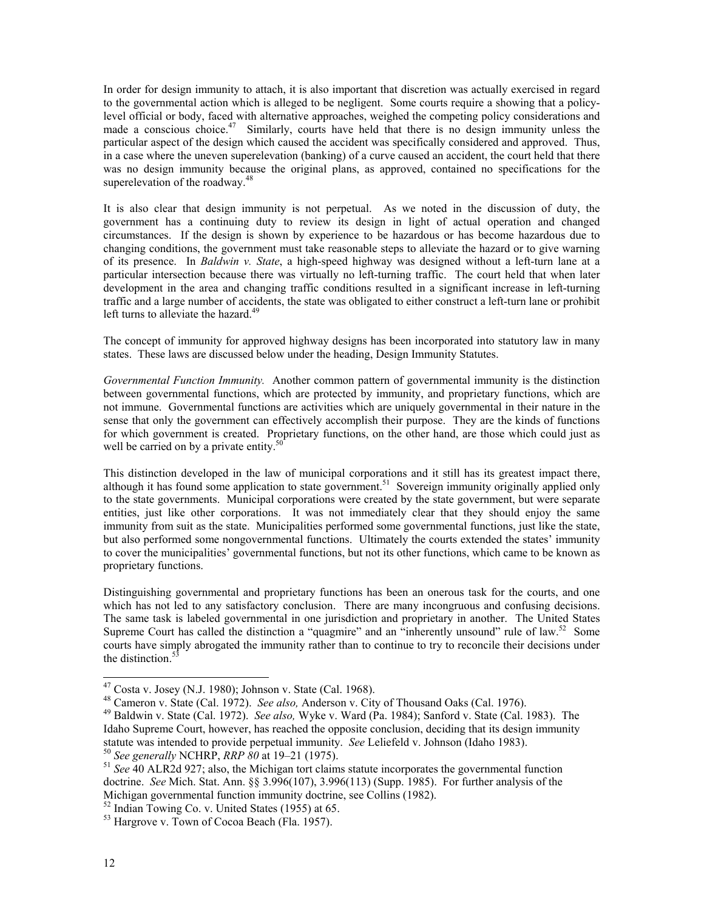In order for design immunity to attach, it is also important that discretion was actually exercised in regard to the governmental action which is alleged to be negligent. Some courts require a showing that a policy-level official or body, faced with alternative approaches, weighed the competing policy considerations and made a conscious choice.[47] Similarly, courts have held that there is no design immunity unless the particular aspect of the design which caused the accident was specifically considered and approved. Thus, in a case where the uneven superelevation (banking) of a curve caused an accident, the court held that there was no design immunity because the original plans, as approved, contained no specifications for the superelevation of the roadway.[48]

It is also clear that design immunity is not perpetual. As we noted in the discussion of duty, the government has a continuing duty to review its design in light of actual operation and changed circumstances. If the design is shown by experience to be hazardous or has become hazardous due to changing conditions, the government must take reasonable steps to alleviate the hazard or to give warning of its presence. In *Baldwin v. State*, a high-speed highway was designed without a left-turn lane at a particular intersection because there was virtually no left-turning traffic. The court held that when later development in the area and changing traffic conditions resulted in a significant increase in left-turning traffic and a large number of accidents, the state was obligated to either construct a left-turn lane or prohibit left turns to alleviate the hazard.[49]

The concept of immunity for approved highway designs has been incorporated into statutory law in many states. These laws are discussed below under the heading, Design Immunity Statutes.

*Governmental Function Immunity.* Another common pattern of governmental immunity is the distinction between governmental functions, which are protected by immunity, and proprietary functions, which are not immune. Governmental functions are activities which are uniquely governmental in their nature in the sense that only the government can effectively accomplish their purpose. They are the kinds of functions for which government is created. Proprietary functions, on the other hand, are those which could just as well be carried on by a private entity.[50]

This distinction developed in the law of municipal corporations and it still has its greatest impact there, although it has found some application to state government.[51] Sovereign immunity originally applied only to the state governments. Municipal corporations were created by the state government, but were separate entities, just like other corporations. It was not immediately clear that they should enjoy the same immunity from suit as the state. Municipalities performed some governmental functions, just like the state, but also performed some nongovernmental functions. Ultimately the courts extended the states' immunity to cover the municipalities' governmental functions, but not its other functions, which came to be known as proprietary functions.

Distinguishing governmental and proprietary functions has been an onerous task for the courts, and one which has not led to any satisfactory conclusion. There are many incongruous and confusing decisions. The same task is labeled governmental in one jurisdiction and proprietary in another. The United States Supreme Court has called the distinction a "quagmire" and an "inherently unsound" rule of law.[52] Some courts have simply abrogated the immunity rather than to continue to try to reconcile their decisions under the distinction.[53]

---

[47] Costa v. Josey (N.J. 1980); Johnson v. State (Cal. 1968).

[48] Cameron v. State (Cal. 1972). *See also,* Anderson v. City of Thousand Oaks (Cal. 1976).

[49] Baldwin v. State (Cal. 1972). *See also,* Wyke v. Ward (Pa. 1984); Sanford v. State (Cal. 1983). The Idaho Supreme Court, however, has reached the opposite conclusion, deciding that its design immunity statute was intended to provide perpetual immunity. *See* Leliefeld v. Johnson (Idaho 1983).

[50] *See generally* NCHRP, *RRP 80* at 19–21 (1975).

[51] *See* 40 ALR2d 927; also, the Michigan tort claims statute incorporates the governmental function doctrine. *See* Mich. Stat. Ann. §§ 3.996(107), 3.996(113) (Supp. 1985). For further analysis of the Michigan governmental function immunity doctrine, see Collins (1982).

[52] Indian Towing Co. v. United States (1955) at 65.

[53] Hargrove v. Town of Cocoa Beach (Fla. 1957).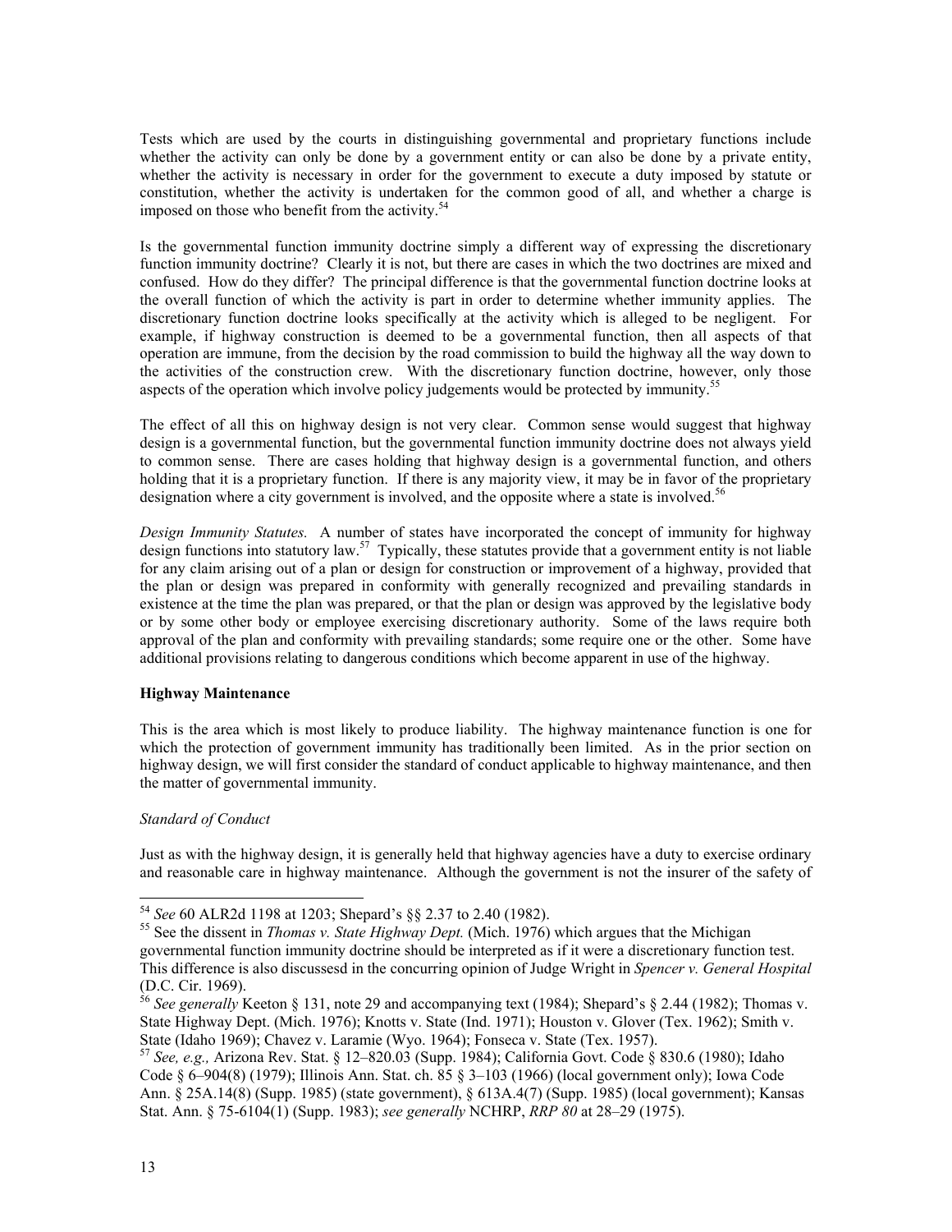Tests which are used by the courts in distinguishing governmental and proprietary functions include whether the activity can only be done by a government entity or can also be done by a private entity, whether the activity is necessary in order for the government to execute a duty imposed by statute or constitution, whether the activity is undertaken for the common good of all, and whether a charge is imposed on those who benefit from the activity.[54]

Is the governmental function immunity doctrine simply a different way of expressing the discretionary function immunity doctrine? Clearly it is not, but there are cases in which the two doctrines are mixed and confused. How do they differ? The principal difference is that the governmental function doctrine looks at the overall function of which the activity is part in order to determine whether immunity applies. The discretionary function doctrine looks specifically at the activity which is alleged to be negligent. For example, if highway construction is deemed to be a governmental function, then all aspects of that operation are immune, from the decision by the road commission to build the highway all the way down to the activities of the construction crew. With the discretionary function doctrine, however, only those aspects of the operation which involve policy judgements would be protected by immunity.[55]

The effect of all this on highway design is not very clear. Common sense would suggest that highway design is a governmental function, but the governmental function immunity doctrine does not always yield to common sense. There are cases holding that highway design is a governmental function, and others holding that it is a proprietary function. If there is any majority view, it may be in favor of the proprietary designation where a city government is involved, and the opposite where a state is involved.[56]

*Design Immunity Statutes.* A number of states have incorporated the concept of immunity for highway design functions into statutory law.[57] Typically, these statutes provide that a government entity is not liable for any claim arising out of a plan or design for construction or improvement of a highway, provided that the plan or design was prepared in conformity with generally recognized and prevailing standards in existence at the time the plan was prepared, or that the plan or design was approved by the legislative body or by some other body or employee exercising discretionary authority. Some of the laws require both approval of the plan and conformity with prevailing standards; some require one or the other. Some have additional provisions relating to dangerous conditions which become apparent in use of the highway.

**Highway Maintenance**

This is the area which is most likely to produce liability. The highway maintenance function is one for which the protection of government immunity has traditionally been limited. As in the prior section on highway design, we will first consider the standard of conduct applicable to highway maintenance, and then the matter of governmental immunity.

*Standard of Conduct*

Just as with the highway design, it is generally held that highway agencies have a duty to exercise ordinary and reasonable care in highway maintenance. Although the government is not the insurer of the safety of

---

[54] *See* 60 ALR2d 1198 at 1203; Shepard's §§ 2.37 to 2.40 (1982).

[55] See the dissent in *Thomas v. State Highway Dept.* (Mich. 1976) which argues that the Michigan governmental function immunity doctrine should be interpreted as if it were a discretionary function test. This difference is also discussesd in the concurring opinion of Judge Wright in *Spencer v. General Hospital* (D.C. Cir. 1969).

[56] *See generally* Keeton § 131, note 29 and accompanying text (1984); Shepard's § 2.44 (1982); Thomas v. State Highway Dept. (Mich. 1976); Knotts v. State (Ind. 1971); Houston v. Glover (Tex. 1962); Smith v. State (Idaho 1969); Chavez v. Laramie (Wyo. 1964); Fonseca v. State (Tex. 1957).

[57] *See, e.g.,* Arizona Rev. Stat. § 12–820.03 (Supp. 1984); California Govt. Code § 830.6 (1980); Idaho Code § 6–904(8) (1979); Illinois Ann. Stat. ch. 85 § 3–103 (1966) (local government only); Iowa Code Ann. § 25A.14(8) (Supp. 1985) (state government), § 613A.4(7) (Supp. 1985) (local government); Kansas Stat. Ann. § 75-6104(1) (Supp. 1983); *see generally* NCHRP, *RRP 80* at 28–29 (1975).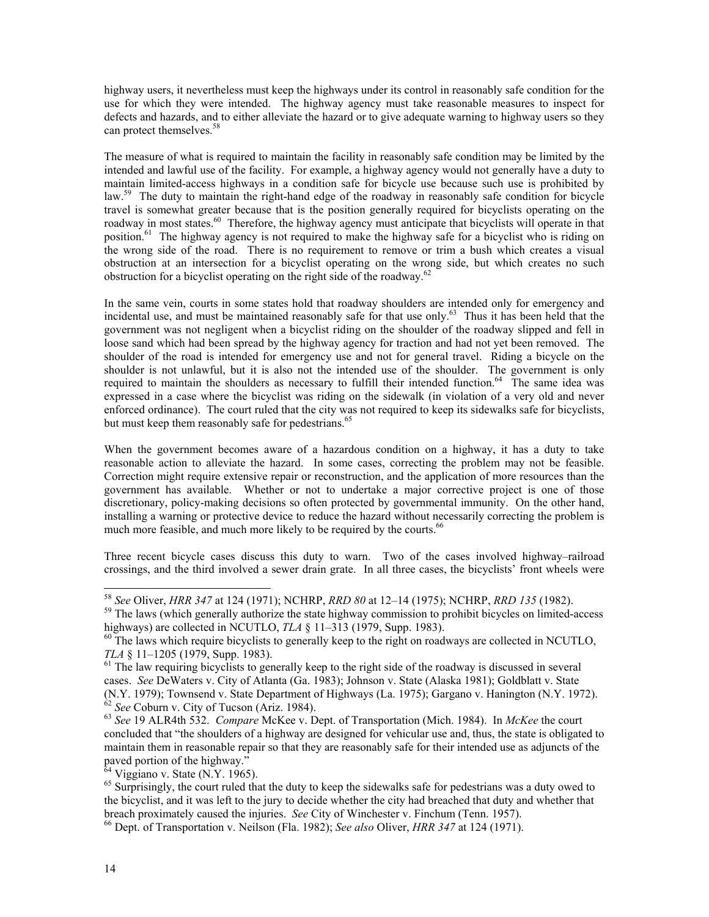highway users, it nevertheless must keep the highways under its control in reasonably safe condition for the use for which they were intended. The highway agency must take reasonable measures to inspect for defects and hazards, and to either alleviate the hazard or to give adequate warning to highway users so they can protect themselves.[58]

The measure of what is required to maintain the facility in reasonably safe condition may be limited by the intended and lawful use of the facility. For example, a highway agency would not generally have a duty to maintain limited-access highways in a condition safe for bicycle use because such use is prohibited by law.[59] The duty to maintain the right-hand edge of the roadway in reasonably safe condition for bicycle travel is somewhat greater because that is the position generally required for bicyclists operating on the roadway in most states.[60] Therefore, the highway agency must anticipate that bicyclists will operate in that position.[61] The highway agency is not required to make the highway safe for a bicyclist who is riding on the wrong side of the road. There is no requirement to remove or trim a bush which creates a visual obstruction at an intersection for a bicyclist operating on the wrong side, but which creates no such obstruction for a bicyclist operating on the right side of the roadway.[62]

In the same vein, courts in some states hold that roadway shoulders are intended only for emergency and incidental use, and must be maintained reasonably safe for that use only.[63] Thus it has been held that the government was not negligent when a bicyclist riding on the shoulder of the roadway slipped and fell in loose sand which had been spread by the highway agency for traction and had not yet been removed. The shoulder of the road is intended for emergency use and not for general travel. Riding a bicycle on the shoulder is not unlawful, but it is also not the intended use of the shoulder. The government is only required to maintain the shoulders as necessary to fulfill their intended function.[64] The same idea was expressed in a case where the bicyclist was riding on the sidewalk (in violation of a very old and never enforced ordinance). The court ruled that the city was not required to keep its sidewalks safe for bicyclists, but must keep them reasonably safe for pedestrians.[65]

When the government becomes aware of a hazardous condition on a highway, it has a duty to take reasonable action to alleviate the hazard. In some cases, correcting the problem may not be feasible. Correction might require extensive repair or reconstruction, and the application of more resources than the government has available. Whether or not to undertake a major corrective project is one of those discretionary, policy-making decisions so often protected by governmental immunity. On the other hand, installing a warning or protective device to reduce the hazard without necessarily correcting the problem is much more feasible, and much more likely to be required by the courts.[66]

Three recent bicycle cases discuss this duty to warn. Two of the cases involved highway–railroad crossings, and the third involved a sewer drain grate. In all three cases, the bicyclists' front wheels were

---

[58] *See* Oliver, *HRR 347* at 124 (1971); NCHRP, *RRD 80* at 12–14 (1975); NCHRP, *RRD 135* (1982).

[59] The laws (which generally authorize the state highway commission to prohibit bicycles on limited-access highways) are collected in NCUTLO, *TLA* § 11–313 (1979, Supp. 1983).

[60] The laws which require bicyclists to generally keep to the right on roadways are collected in NCUTLO, *TLA* § 11–1205 (1979, Supp. 1983).

[61] The law requiring bicyclists to generally keep to the right side of the roadway is discussed in several cases. *See* DeWaters v. City of Atlanta (Ga. 1983); Johnson v. State (Alaska 1981); Goldblatt v. State (N.Y. 1979); Townsend v. State Department of Highways (La. 1975); Gargano v. Hanington (N.Y. 1972).

[62] *See* Coburn v. City of Tucson (Ariz. 1984).

[63] *See* 19 ALR4th 532. *Compare* McKee v. Dept. of Transportation (Mich. 1984). In *McKee* the court concluded that "the shoulders of a highway are designed for vehicular use and, thus, the state is obligated to maintain them in reasonable repair so that they are reasonably safe for their intended use as adjuncts of the paved portion of the highway."

[64] Viggiano v. State (N.Y. 1965).

[65] Surprisingly, the court ruled that the duty to keep the sidewalks safe for pedestrians was a duty owed to the bicyclist, and it was left to the jury to decide whether the city had breached that duty and whether that breach proximately caused the injuries. *See* City of Winchester v. Finchum (Tenn. 1957).

[66] Dept. of Transportation v. Neilson (Fla. 1982); *See also* Oliver, *HRR 347* at 124 (1971).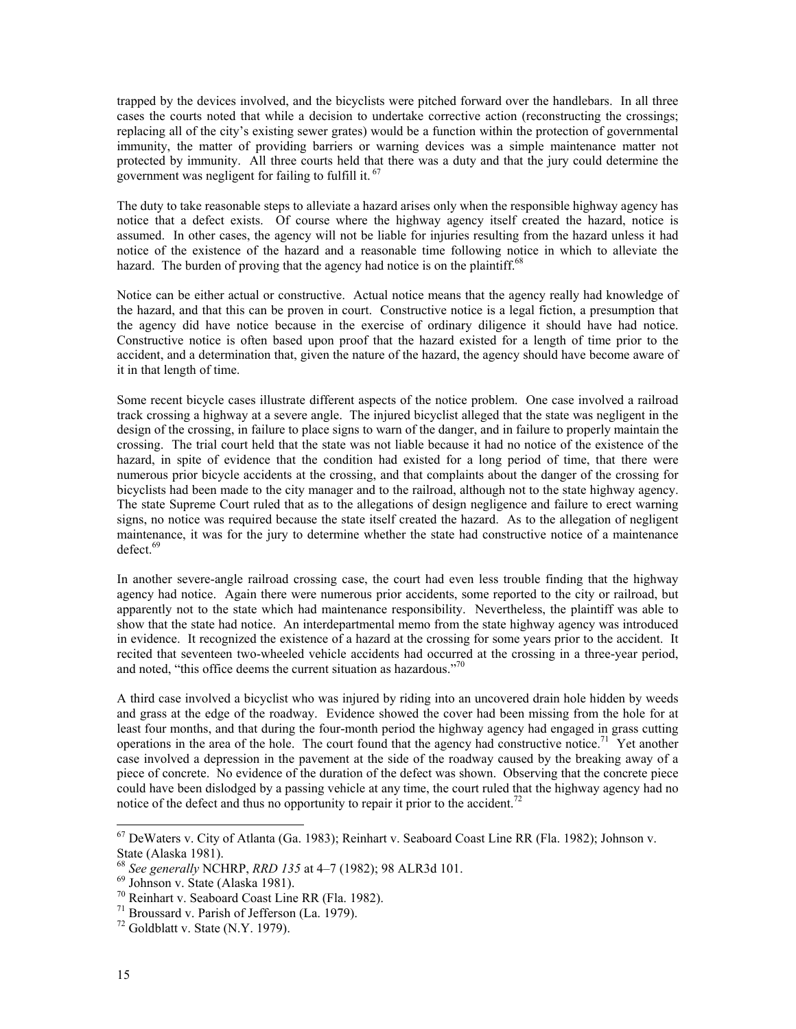trapped by the devices involved, and the bicyclists were pitched forward over the handlebars. In all three cases the courts noted that while a decision to undertake corrective action (reconstructing the crossings; replacing all of the city's existing sewer grates) would be a function within the protection of governmental immunity, the matter of providing barriers or warning devices was a simple maintenance matter not protected by immunity. All three courts held that there was a duty and that the jury could determine the government was negligent for failing to fulfill it.[67]

The duty to take reasonable steps to alleviate a hazard arises only when the responsible highway agency has notice that a defect exists. Of course where the highway agency itself created the hazard, notice is assumed. In other cases, the agency will not be liable for injuries resulting from the hazard unless it had notice of the existence of the hazard and a reasonable time following notice in which to alleviate the hazard. The burden of proving that the agency had notice is on the plaintiff.[68]

Notice can be either actual or constructive. Actual notice means that the agency really had knowledge of the hazard, and that this can be proven in court. Constructive notice is a legal fiction, a presumption that the agency did have notice because in the exercise of ordinary diligence it should have had notice. Constructive notice is often based upon proof that the hazard existed for a length of time prior to the accident, and a determination that, given the nature of the hazard, the agency should have become aware of it in that length of time.

Some recent bicycle cases illustrate different aspects of the notice problem. One case involved a railroad track crossing a highway at a severe angle. The injured bicyclist alleged that the state was negligent in the design of the crossing, in failure to place signs to warn of the danger, and in failure to properly maintain the crossing. The trial court held that the state was not liable because it had no notice of the existence of the hazard, in spite of evidence that the condition had existed for a long period of time, that there were numerous prior bicycle accidents at the crossing, and that complaints about the danger of the crossing for bicyclists had been made to the city manager and to the railroad, although not to the state highway agency. The state Supreme Court ruled that as to the allegations of design negligence and failure to erect warning signs, no notice was required because the state itself created the hazard. As to the allegation of negligent maintenance, it was for the jury to determine whether the state had constructive notice of a maintenance defect.[69]

In another severe-angle railroad crossing case, the court had even less trouble finding that the highway agency had notice. Again there were numerous prior accidents, some reported to the city or railroad, but apparently not to the state which had maintenance responsibility. Nevertheless, the plaintiff was able to show that the state had notice. An interdepartmental memo from the state highway agency was introduced in evidence. It recognized the existence of a hazard at the crossing for some years prior to the accident. It recited that seventeen two-wheeled vehicle accidents had occurred at the crossing in a three-year period, and noted, "this office deems the current situation as hazardous."[70]

A third case involved a bicyclist who was injured by riding into an uncovered drain hole hidden by weeds and grass at the edge of the roadway. Evidence showed the cover had been missing from the hole for at least four months, and that during the four-month period the highway agency had engaged in grass cutting operations in the area of the hole. The court found that the agency had constructive notice.[71] Yet another case involved a depression in the pavement at the side of the roadway caused by the breaking away of a piece of concrete. No evidence of the duration of the defect was shown. Observing that the concrete piece could have been dislodged by a passing vehicle at any time, the court ruled that the highway agency had no notice of the defect and thus no opportunity to repair it prior to the accident.[72]

---

[67] DeWaters v. City of Atlanta (Ga. 1983); Reinhart v. Seaboard Coast Line RR (Fla. 1982); Johnson v. State (Alaska 1981).

[68] *See generally* NCHRP, *RRD 135* at 4–7 (1982); 98 ALR3d 101.

[69] Johnson v. State (Alaska 1981).

[70] Reinhart v. Seaboard Coast Line RR (Fla. 1982).

[71] Broussard v. Parish of Jefferson (La. 1979).

[72] Goldblatt v. State (N.Y. 1979).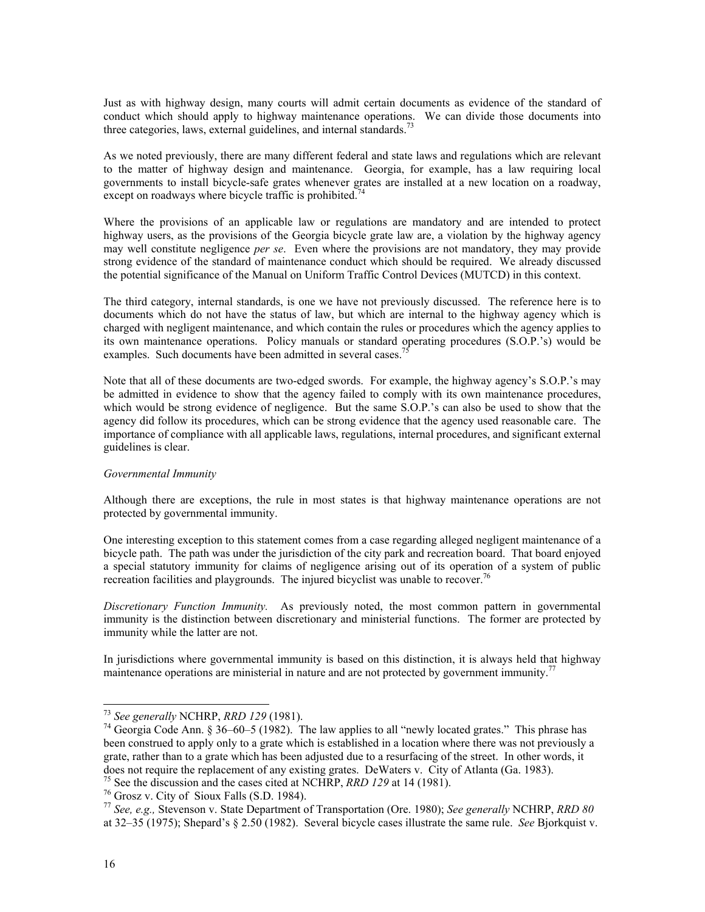Just as with highway design, many courts will admit certain documents as evidence of the standard of conduct which should apply to highway maintenance operations. We can divide those documents into three categories, laws, external guidelines, and internal standards.[73]

As we noted previously, there are many different federal and state laws and regulations which are relevant to the matter of highway design and maintenance. Georgia, for example, has a law requiring local governments to install bicycle-safe grates whenever grates are installed at a new location on a roadway, except on roadways where bicycle traffic is prohibited.[74]

Where the provisions of an applicable law or regulations are mandatory and are intended to protect highway users, as the provisions of the Georgia bicycle grate law are, a violation by the highway agency may well constitute negligence *per se*. Even where the provisions are not mandatory, they may provide strong evidence of the standard of maintenance conduct which should be required. We already discussed the potential significance of the Manual on Uniform Traffic Control Devices (MUTCD) in this context.

The third category, internal standards, is one we have not previously discussed. The reference here is to documents which do not have the status of law, but which are internal to the highway agency which is charged with negligent maintenance, and which contain the rules or procedures which the agency applies to its own maintenance operations. Policy manuals or standard operating procedures (S.O.P.'s) would be examples. Such documents have been admitted in several cases.[75]

Note that all of these documents are two-edged swords. For example, the highway agency's S.O.P.'s may be admitted in evidence to show that the agency failed to comply with its own maintenance procedures, which would be strong evidence of negligence. But the same S.O.P.'s can also be used to show that the agency did follow its procedures, which can be strong evidence that the agency used reasonable care. The importance of compliance with all applicable laws, regulations, internal procedures, and significant external guidelines is clear.

*Governmental Immunity*

Although there are exceptions, the rule in most states is that highway maintenance operations are not protected by governmental immunity.

One interesting exception to this statement comes from a case regarding alleged negligent maintenance of a bicycle path. The path was under the jurisdiction of the city park and recreation board. That board enjoyed a special statutory immunity for claims of negligence arising out of its operation of a system of public recreation facilities and playgrounds. The injured bicyclist was unable to recover.[76]

*Discretionary Function Immunity.* As previously noted, the most common pattern in governmental immunity is the distinction between discretionary and ministerial functions. The former are protected by immunity while the latter are not.

In jurisdictions where governmental immunity is based on this distinction, it is always held that highway maintenance operations are ministerial in nature and are not protected by government immunity.[77]

---

[73] *See generally* NCHRP, *RRD 129* (1981).

[74] Georgia Code Ann. § 36–60–5 (1982). The law applies to all "newly located grates." This phrase has been construed to apply only to a grate which is established in a location where there was not previously a grate, rather than to a grate which has been adjusted due to a resurfacing of the street. In other words, it does not require the replacement of any existing grates. DeWaters v. City of Atlanta (Ga. 1983).

[75] See the discussion and the cases cited at NCHRP, *RRD 129* at 14 (1981).

[76] Grosz v. City of Sioux Falls (S.D. 1984).

[77] *See, e.g.,* Stevenson v. State Department of Transportation (Ore. 1980); *See generally* NCHRP, *RRD 80* at 32–35 (1975); Shepard's § 2.50 (1982). Several bicycle cases illustrate the same rule. *See* Bjorkquist v.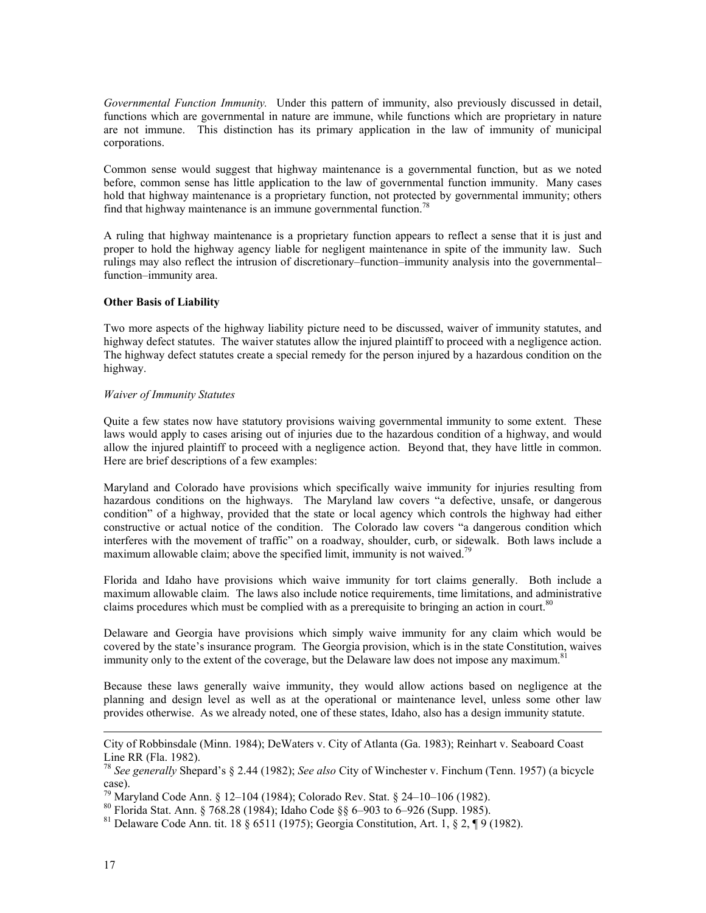*Governmental Function Immunity.* Under this pattern of immunity, also previously discussed in detail, functions which are governmental in nature are immune, while functions which are proprietary in nature are not immune. This distinction has its primary application in the law of immunity of municipal corporations.

Common sense would suggest that highway maintenance is a governmental function, but as we noted before, common sense has little application to the law of governmental function immunity. Many cases hold that highway maintenance is a proprietary function, not protected by governmental immunity; others find that highway maintenance is an immune governmental function.[78]

A ruling that highway maintenance is a proprietary function appears to reflect a sense that it is just and proper to hold the highway agency liable for negligent maintenance in spite of the immunity law. Such rulings may also reflect the intrusion of discretionary–function–immunity analysis into the governmental–function–immunity area.

**Other Basis of Liability**

Two more aspects of the highway liability picture need to be discussed, waiver of immunity statutes, and highway defect statutes. The waiver statutes allow the injured plaintiff to proceed with a negligence action. The highway defect statutes create a special remedy for the person injured by a hazardous condition on the highway.

*Waiver of Immunity Statutes*

Quite a few states now have statutory provisions waiving governmental immunity to some extent. These laws would apply to cases arising out of injuries due to the hazardous condition of a highway, and would allow the injured plaintiff to proceed with a negligence action. Beyond that, they have little in common. Here are brief descriptions of a few examples:

Maryland and Colorado have provisions which specifically waive immunity for injuries resulting from hazardous conditions on the highways. The Maryland law covers "a defective, unsafe, or dangerous condition" of a highway, provided that the state or local agency which controls the highway had either constructive or actual notice of the condition. The Colorado law covers "a dangerous condition which interferes with the movement of traffic" on a roadway, shoulder, curb, or sidewalk. Both laws include a maximum allowable claim; above the specified limit, immunity is not waived.[79]

Florida and Idaho have provisions which waive immunity for tort claims generally. Both include a maximum allowable claim. The laws also include notice requirements, time limitations, and administrative claims procedures which must be complied with as a prerequisite to bringing an action in court.[80]

Delaware and Georgia have provisions which simply waive immunity for any claim which would be covered by the state's insurance program. The Georgia provision, which is in the state Constitution, waives immunity only to the extent of the coverage, but the Delaware law does not impose any maximum.[81]

Because these laws generally waive immunity, they would allow actions based on negligence at the planning and design level as well as at the operational or maintenance level, unless some other law provides otherwise. As we already noted, one of these states, Idaho, also has a design immunity statute.

---

City of Robbinsdale (Minn. 1984); DeWaters v. City of Atlanta (Ga. 1983); Reinhart v. Seaboard Coast Line RR (Fla. 1982).

[78] *See generally* Shepard's § 2.44 (1982); *See also* City of Winchester v. Finchum (Tenn. 1957) (a bicycle case).

[79] Maryland Code Ann. § 12–104 (1984); Colorado Rev. Stat. § 24–10–106 (1982).

[80] Florida Stat. Ann. § 768.28 (1984); Idaho Code §§ 6–903 to 6–926 (Supp. 1985).

[81] Delaware Code Ann. tit. 18 § 6511 (1975); Georgia Constitution, Art. 1, § 2, ¶ 9 (1982).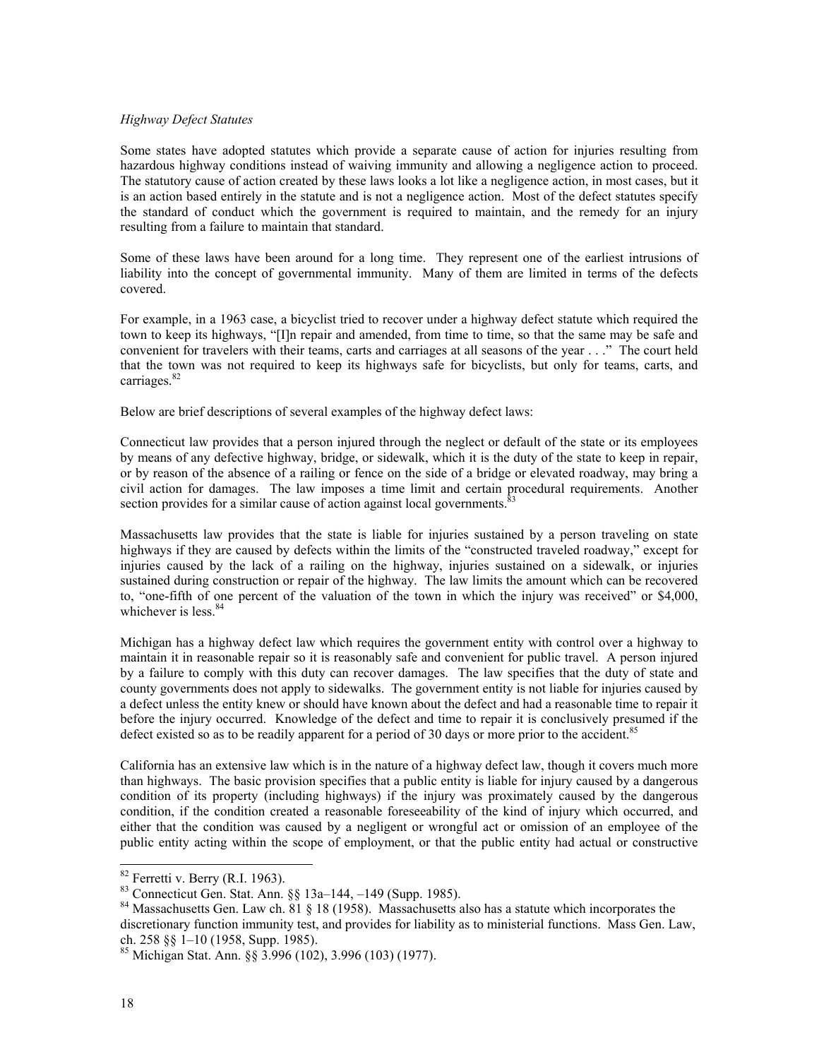*Highway Defect Statutes*

Some states have adopted statutes which provide a separate cause of action for injuries resulting from hazardous highway conditions instead of waiving immunity and allowing a negligence action to proceed. The statutory cause of action created by these laws looks a lot like a negligence action, in most cases, but it is an action based entirely in the statute and is not a negligence action. Most of the defect statutes specify the standard of conduct which the government is required to maintain, and the remedy for an injury resulting from a failure to maintain that standard.

Some of these laws have been around for a long time. They represent one of the earliest intrusions of liability into the concept of governmental immunity. Many of them are limited in terms of the defects covered.

For example, in a 1963 case, a bicyclist tried to recover under a highway defect statute which required the town to keep its highways, "[I]n repair and amended, from time to time, so that the same may be safe and convenient for travelers with their teams, carts and carriages at all seasons of the year . . ." The court held that the town was not required to keep its highways safe for bicyclists, but only for teams, carts, and carriages.[82]

Below are brief descriptions of several examples of the highway defect laws:

Connecticut law provides that a person injured through the neglect or default of the state or its employees by means of any defective highway, bridge, or sidewalk, which it is the duty of the state to keep in repair, or by reason of the absence of a railing or fence on the side of a bridge or elevated roadway, may bring a civil action for damages. The law imposes a time limit and certain procedural requirements. Another section provides for a similar cause of action against local governments.[83]

Massachusetts law provides that the state is liable for injuries sustained by a person traveling on state highways if they are caused by defects within the limits of the "constructed traveled roadway," except for injuries caused by the lack of a railing on the highway, injuries sustained on a sidewalk, or injuries sustained during construction or repair of the highway. The law limits the amount which can be recovered to, "one-fifth of one percent of the valuation of the town in which the injury was received" or $4,000, whichever is less.[84]

Michigan has a highway defect law which requires the government entity with control over a highway to maintain it in reasonable repair so it is reasonably safe and convenient for public travel. A person injured by a failure to comply with this duty can recover damages. The law specifies that the duty of state and county governments does not apply to sidewalks. The government entity is not liable for injuries caused by a defect unless the entity knew or should have known about the defect and had a reasonable time to repair it before the injury occurred. Knowledge of the defect and time to repair it is conclusively presumed if the defect existed so as to be readily apparent for a period of 30 days or more prior to the accident.[85]

California has an extensive law which is in the nature of a highway defect law, though it covers much more than highways. The basic provision specifies that a public entity is liable for injury caused by a dangerous condition of its property (including highways) if the injury was proximately caused by the dangerous condition, if the condition created a reasonable foreseeability of the kind of injury which occurred, and either that the condition was caused by a negligent or wrongful act or omission of an employee of the public entity acting within the scope of employment, or that the public entity had actual or constructive

---

[82] Ferretti v. Berry (R.I. 1963).

[83] Connecticut Gen. Stat. Ann. §§ 13a–144, –149 (Supp. 1985).

[84] Massachusetts Gen. Law ch. 81 § 18 (1958). Massachusetts also has a statute which incorporates the discretionary function immunity test, and provides for liability as to ministerial functions. Mass Gen. Law, ch. 258 §§ 1–10 (1958, Supp. 1985).

[85] Michigan Stat. Ann. §§ 3.996 (102), 3.996 (103) (1977).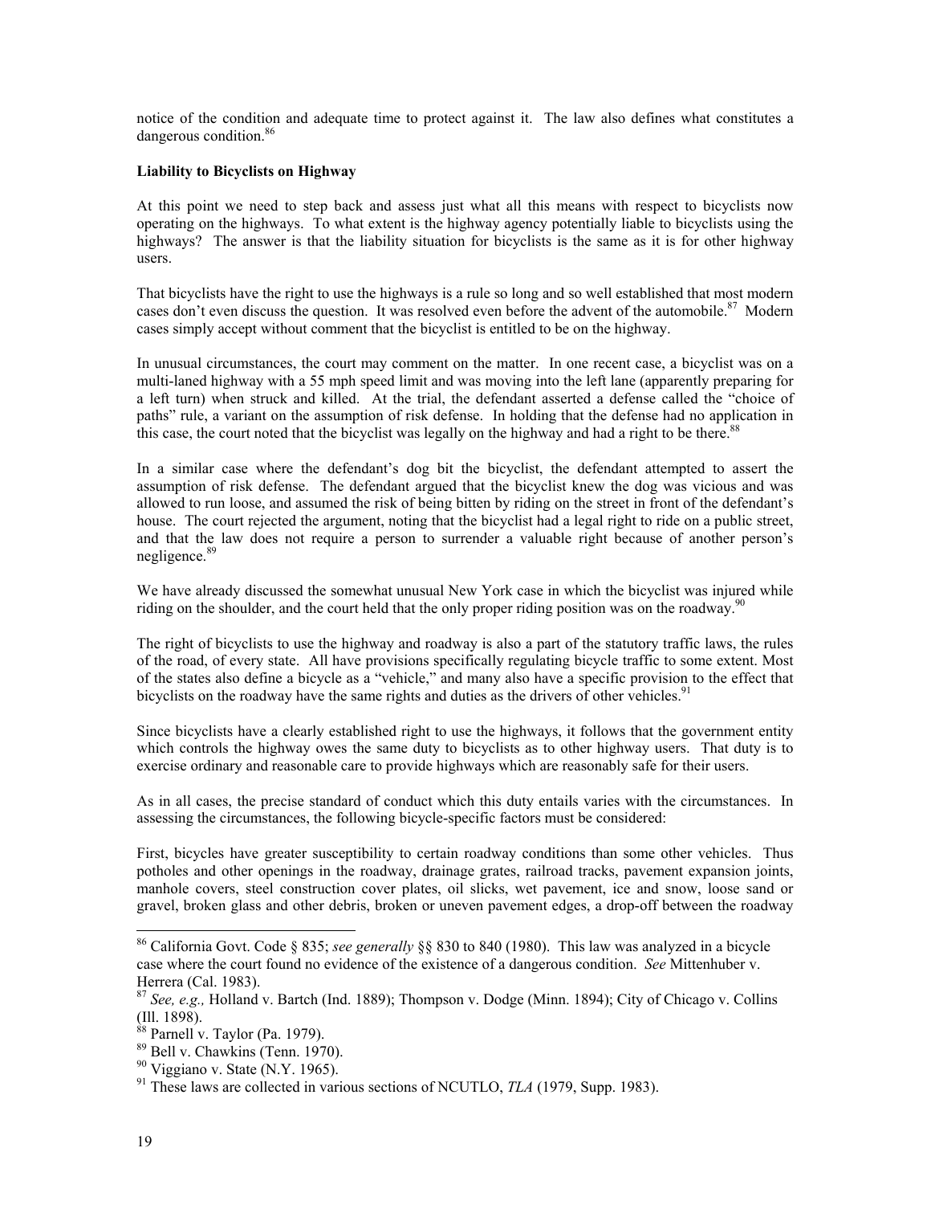notice of the condition and adequate time to protect against it. The law also defines what constitutes a dangerous condition.[86]

**Liability to Bicyclists on Highway**

At this point we need to step back and assess just what all this means with respect to bicyclists now operating on the highways. To what extent is the highway agency potentially liable to bicyclists using the highways? The answer is that the liability situation for bicyclists is the same as it is for other highway users.

That bicyclists have the right to use the highways is a rule so long and so well established that most modern cases don't even discuss the question. It was resolved even before the advent of the automobile.[87] Modern cases simply accept without comment that the bicyclist is entitled to be on the highway.

In unusual circumstances, the court may comment on the matter. In one recent case, a bicyclist was on a multi-laned highway with a 55 mph speed limit and was moving into the left lane (apparently preparing for a left turn) when struck and killed. At the trial, the defendant asserted a defense called the "choice of paths" rule, a variant on the assumption of risk defense. In holding that the defense had no application in this case, the court noted that the bicyclist was legally on the highway and had a right to be there.[88]

In a similar case where the defendant's dog bit the bicyclist, the defendant attempted to assert the assumption of risk defense. The defendant argued that the bicyclist knew the dog was vicious and was allowed to run loose, and assumed the risk of being bitten by riding on the street in front of the defendant's house. The court rejected the argument, noting that the bicyclist had a legal right to ride on a public street, and that the law does not require a person to surrender a valuable right because of another person's negligence.[89]

We have already discussed the somewhat unusual New York case in which the bicyclist was injured while riding on the shoulder, and the court held that the only proper riding position was on the roadway.[90]

The right of bicyclists to use the highway and roadway is also a part of the statutory traffic laws, the rules of the road, of every state. All have provisions specifically regulating bicycle traffic to some extent. Most of the states also define a bicycle as a "vehicle," and many also have a specific provision to the effect that bicyclists on the roadway have the same rights and duties as the drivers of other vehicles.[91]

Since bicyclists have a clearly established right to use the highways, it follows that the government entity which controls the highway owes the same duty to bicyclists as to other highway users. That duty is to exercise ordinary and reasonable care to provide highways which are reasonably safe for their users.

As in all cases, the precise standard of conduct which this duty entails varies with the circumstances. In assessing the circumstances, the following bicycle-specific factors must be considered:

First, bicycles have greater susceptibility to certain roadway conditions than some other vehicles. Thus potholes and other openings in the roadway, drainage grates, railroad tracks, pavement expansion joints, manhole covers, steel construction cover plates, oil slicks, wet pavement, ice and snow, loose sand or gravel, broken glass and other debris, broken or uneven pavement edges, a drop-off between the roadway

---

[86] California Govt. Code § 835; *see generally* §§ 830 to 840 (1980). This law was analyzed in a bicycle case where the court found no evidence of the existence of a dangerous condition. *See* Mittenhuber v. Herrera (Cal. 1983).

[87] *See, e.g.,* Holland v. Bartch (Ind. 1889); Thompson v. Dodge (Minn. 1894); City of Chicago v. Collins (Ill. 1898).

[88] Parnell v. Taylor (Pa. 1979).

[89] Bell v. Chawkins (Tenn. 1970).

[90] Viggiano v. State (N.Y. 1965).

[91] These laws are collected in various sections of NCUTLO, *TLA* (1979, Supp. 1983).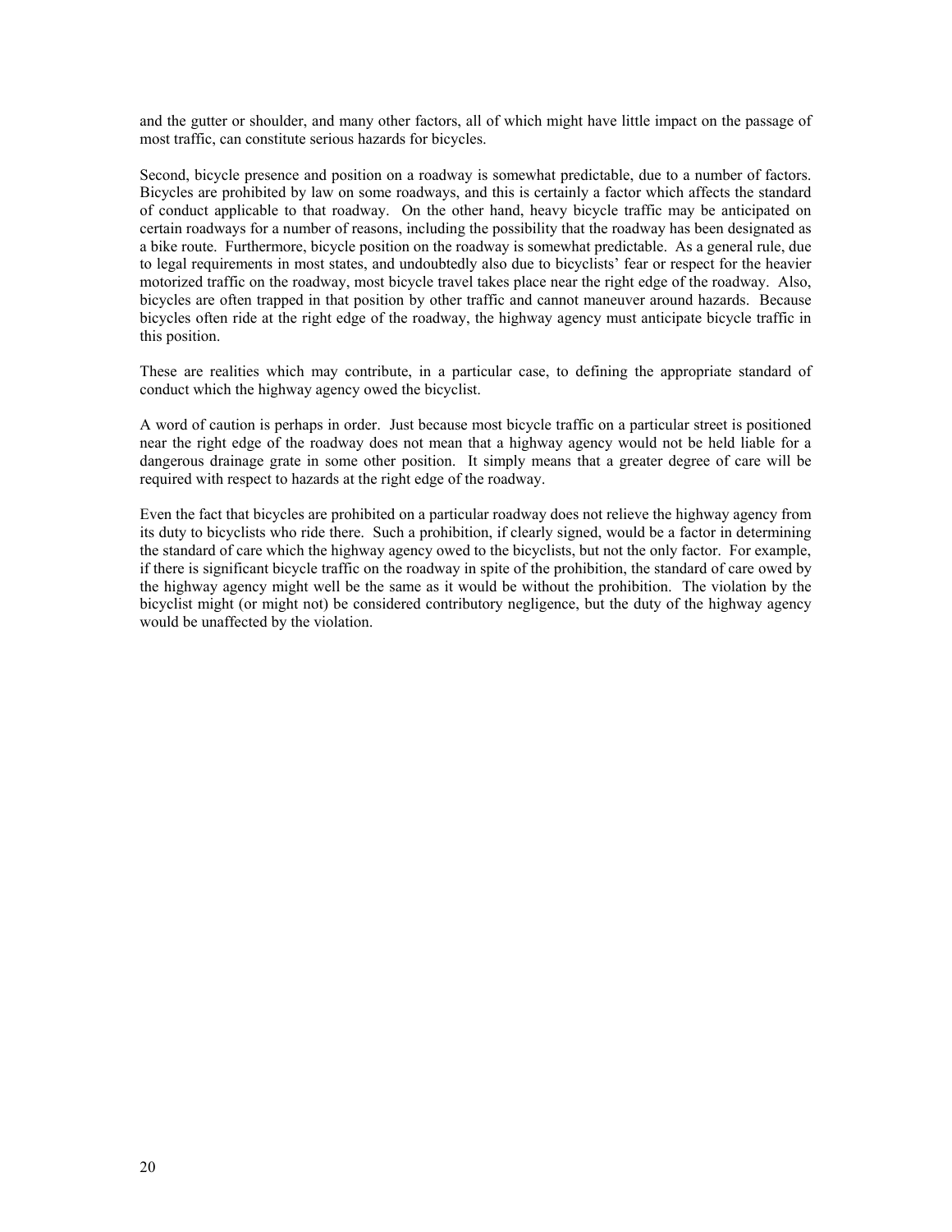and the gutter or shoulder, and many other factors, all of which might have little impact on the passage of most traffic, can constitute serious hazards for bicycles.

Second, bicycle presence and position on a roadway is somewhat predictable, due to a number of factors. Bicycles are prohibited by law on some roadways, and this is certainly a factor which affects the standard of conduct applicable to that roadway. On the other hand, heavy bicycle traffic may be anticipated on certain roadways for a number of reasons, including the possibility that the roadway has been designated as a bike route. Furthermore, bicycle position on the roadway is somewhat predictable. As a general rule, due to legal requirements in most states, and undoubtedly also due to bicyclists' fear or respect for the heavier motorized traffic on the roadway, most bicycle travel takes place near the right edge of the roadway. Also, bicycles are often trapped in that position by other traffic and cannot maneuver around hazards. Because bicycles often ride at the right edge of the roadway, the highway agency must anticipate bicycle traffic in this position.

These are realities which may contribute, in a particular case, to defining the appropriate standard of conduct which the highway agency owed the bicyclist.

A word of caution is perhaps in order. Just because most bicycle traffic on a particular street is positioned near the right edge of the roadway does not mean that a highway agency would not be held liable for a dangerous drainage grate in some other position. It simply means that a greater degree of care will be required with respect to hazards at the right edge of the roadway.

Even the fact that bicycles are prohibited on a particular roadway does not relieve the highway agency from its duty to bicyclists who ride there. Such a prohibition, if clearly signed, would be a factor in determining the standard of care which the highway agency owed to the bicyclists, but not the only factor. For example, if there is significant bicycle traffic on the roadway in spite of the prohibition, the standard of care owed by the highway agency might well be the same as it would be without the prohibition. The violation by the bicyclist might (or might not) be considered contributory negligence, but the duty of the highway agency would be unaffected by the violation.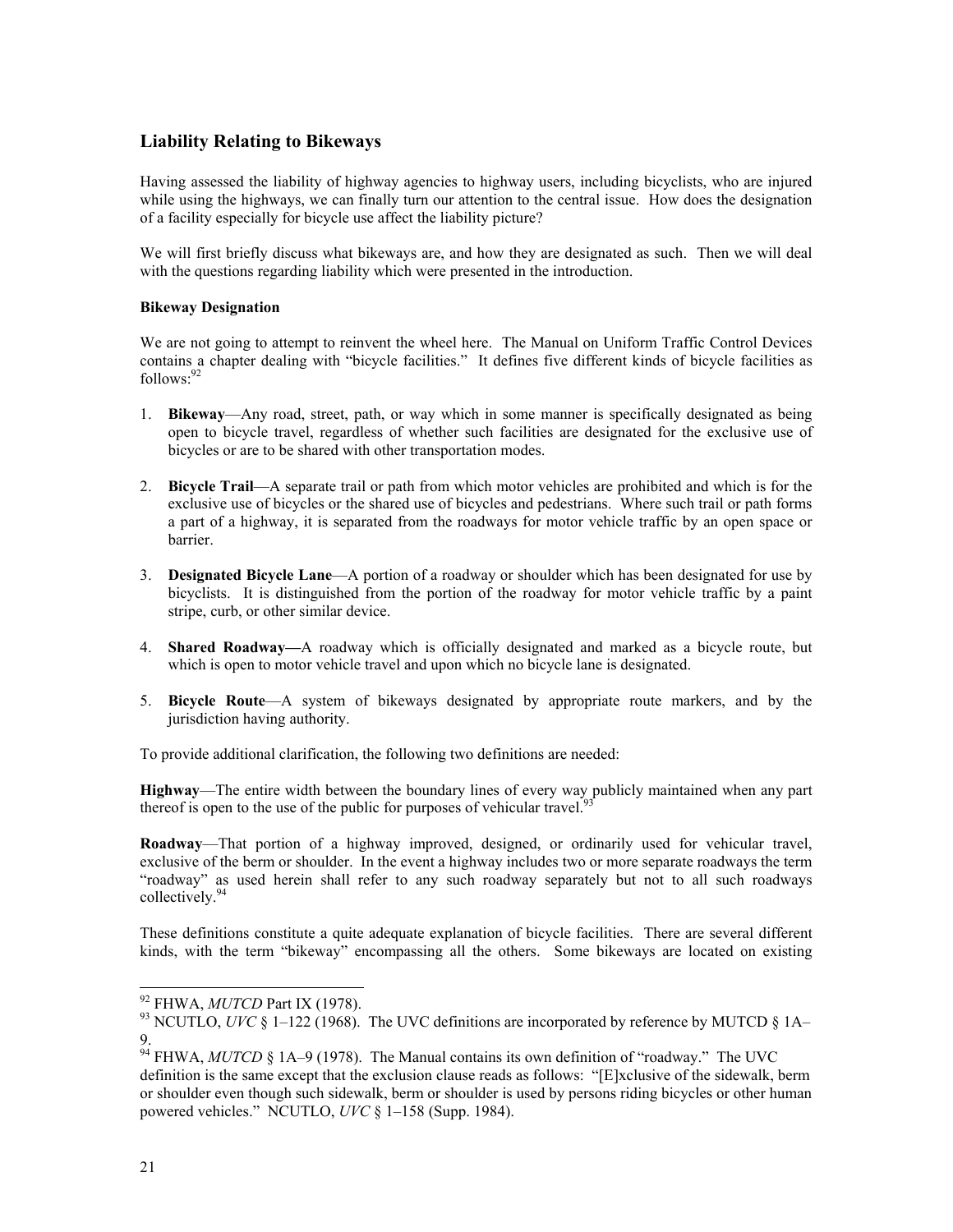## Liability Relating to Bikeways

Having assessed the liability of highway agencies to highway users, including bicyclists, who are injured while using the highways, we can finally turn our attention to the central issue. How does the designation of a facility especially for bicycle use affect the liability picture?

We will first briefly discuss what bikeways are, and how they are designated as such. Then we will deal with the questions regarding liability which were presented in the introduction.

### Bikeway Designation

We are not going to attempt to reinvent the wheel here. The Manual on Uniform Traffic Control Devices contains a chapter dealing with "bicycle facilities." It defines five different kinds of bicycle facilities as follows:[92]

1. **Bikeway**—Any road, street, path, or way which in some manner is specifically designated as being open to bicycle travel, regardless of whether such facilities are designated for the exclusive use of bicycles or are to be shared with other transportation modes.

2. **Bicycle Trail**—A separate trail or path from which motor vehicles are prohibited and which is for the exclusive use of bicycles or the shared use of bicycles and pedestrians. Where such trail or path forms a part of a highway, it is separated from the roadways for motor vehicle traffic by an open space or barrier.

3. **Designated Bicycle Lane**—A portion of a roadway or shoulder which has been designated for use by bicyclists. It is distinguished from the portion of the roadway for motor vehicle traffic by a paint stripe, curb, or other similar device.

4. **Shared Roadway—**A roadway which is officially designated and marked as a bicycle route, but which is open to motor vehicle travel and upon which no bicycle lane is designated.

5. **Bicycle Route**—A system of bikeways designated by appropriate route markers, and by the jurisdiction having authority.

To provide additional clarification, the following two definitions are needed:

**Highway**—The entire width between the boundary lines of every way publicly maintained when any part thereof is open to the use of the public for purposes of vehicular travel.[93]

**Roadway**—That portion of a highway improved, designed, or ordinarily used for vehicular travel, exclusive of the berm or shoulder. In the event a highway includes two or more separate roadways the term "roadway" as used herein shall refer to any such roadway separately but not to all such roadways collectively.[94]

These definitions constitute a quite adequate explanation of bicycle facilities. There are several different kinds, with the term "bikeway" encompassing all the others. Some bikeways are located on existing

---

[92] FHWA, *MUTCD* Part IX (1978).

[93] NCUTLO, *UVC* § 1–122 (1968). The UVC definitions are incorporated by reference by MUTCD § 1A–9.

[94] FHWA, *MUTCD* § 1A–9 (1978). The Manual contains its own definition of "roadway." The UVC definition is the same except that the exclusion clause reads as follows: "[E]xclusive of the sidewalk, berm or shoulder even though such sidewalk, berm or shoulder is used by persons riding bicycles or other human powered vehicles." NCUTLO, *UVC* § 1–158 (Supp. 1984).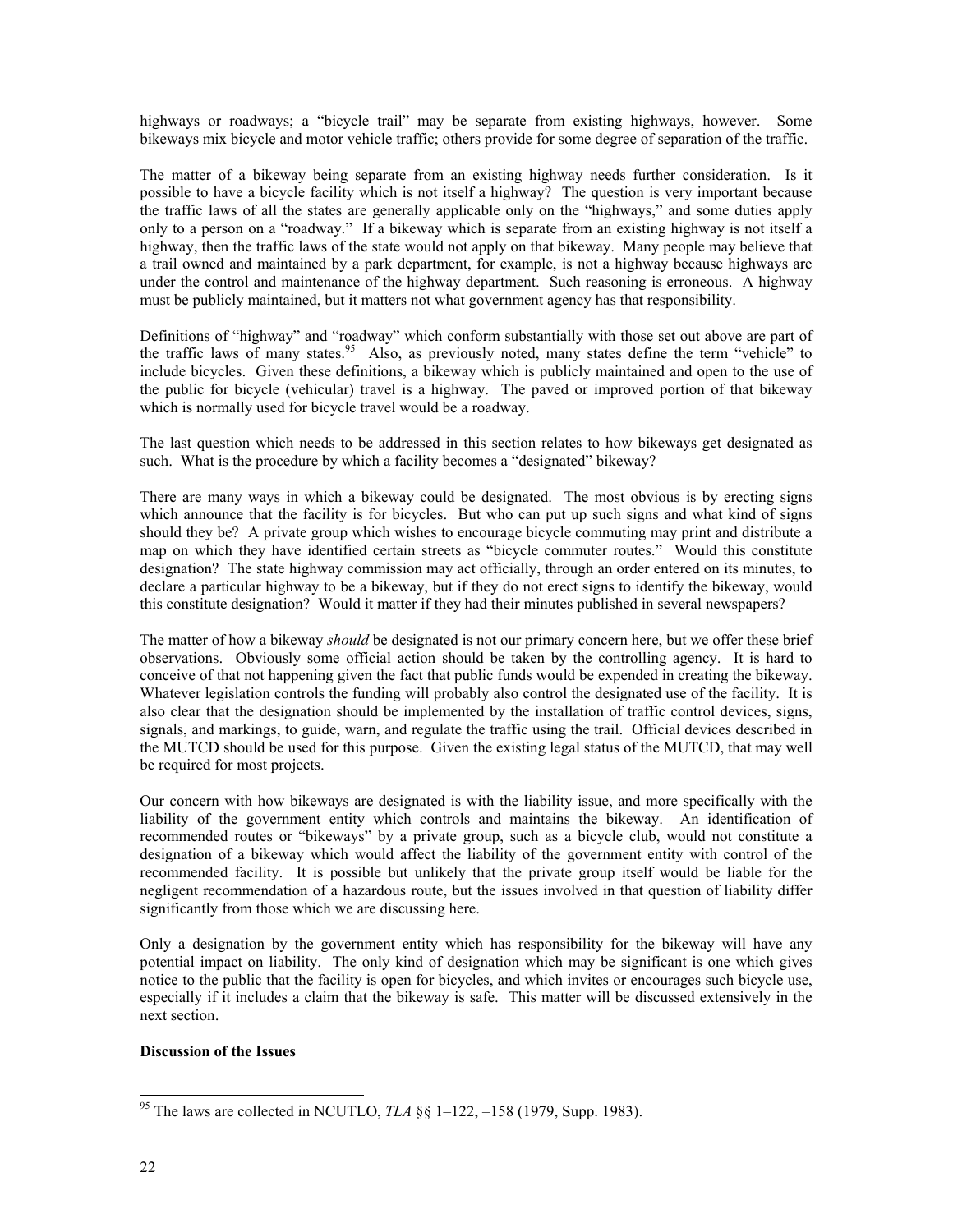highways or roadways; a "bicycle trail" may be separate from existing highways, however. Some bikeways mix bicycle and motor vehicle traffic; others provide for some degree of separation of the traffic.

The matter of a bikeway being separate from an existing highway needs further consideration. Is it possible to have a bicycle facility which is not itself a highway? The question is very important because the traffic laws of all the states are generally applicable only on the "highways," and some duties apply only to a person on a "roadway." If a bikeway which is separate from an existing highway is not itself a highway, then the traffic laws of the state would not apply on that bikeway. Many people may believe that a trail owned and maintained by a park department, for example, is not a highway because highways are under the control and maintenance of the highway department. Such reasoning is erroneous. A highway must be publicly maintained, but it matters not what government agency has that responsibility.

Definitions of "highway" and "roadway" which conform substantially with those set out above are part of the traffic laws of many states.[95] Also, as previously noted, many states define the term "vehicle" to include bicycles. Given these definitions, a bikeway which is publicly maintained and open to the use of the public for bicycle (vehicular) travel is a highway. The paved or improved portion of that bikeway which is normally used for bicycle travel would be a roadway.

The last question which needs to be addressed in this section relates to how bikeways get designated as such. What is the procedure by which a facility becomes a "designated" bikeway?

There are many ways in which a bikeway could be designated. The most obvious is by erecting signs which announce that the facility is for bicycles. But who can put up such signs and what kind of signs should they be? A private group which wishes to encourage bicycle commuting may print and distribute a map on which they have identified certain streets as "bicycle commuter routes." Would this constitute designation? The state highway commission may act officially, through an order entered on its minutes, to declare a particular highway to be a bikeway, but if they do not erect signs to identify the bikeway, would this constitute designation? Would it matter if they had their minutes published in several newspapers?

The matter of how a bikeway *should* be designated is not our primary concern here, but we offer these brief observations. Obviously some official action should be taken by the controlling agency. It is hard to conceive of that not happening given the fact that public funds would be expended in creating the bikeway. Whatever legislation controls the funding will probably also control the designated use of the facility. It is also clear that the designation should be implemented by the installation of traffic control devices, signs, signals, and markings, to guide, warn, and regulate the traffic using the trail. Official devices described in the MUTCD should be used for this purpose. Given the existing legal status of the MUTCD, that may well be required for most projects.

Our concern with how bikeways are designated is with the liability issue, and more specifically with the liability of the government entity which controls and maintains the bikeway. An identification of recommended routes or "bikeways" by a private group, such as a bicycle club, would not constitute a designation of a bikeway which would affect the liability of the government entity with control of the recommended facility. It is possible but unlikely that the private group itself would be liable for the negligent recommendation of a hazardous route, but the issues involved in that question of liability differ significantly from those which we are discussing here.

Only a designation by the government entity which has responsibility for the bikeway will have any potential impact on liability. The only kind of designation which may be significant is one which gives notice to the public that the facility is open for bicycles, and which invites or encourages such bicycle use, especially if it includes a claim that the bikeway is safe. This matter will be discussed extensively in the next section.

**Discussion of the Issues**

---

[95] The laws are collected in NCUTLO, *TLA* §§ 1–122, –158 (1979, Supp. 1983).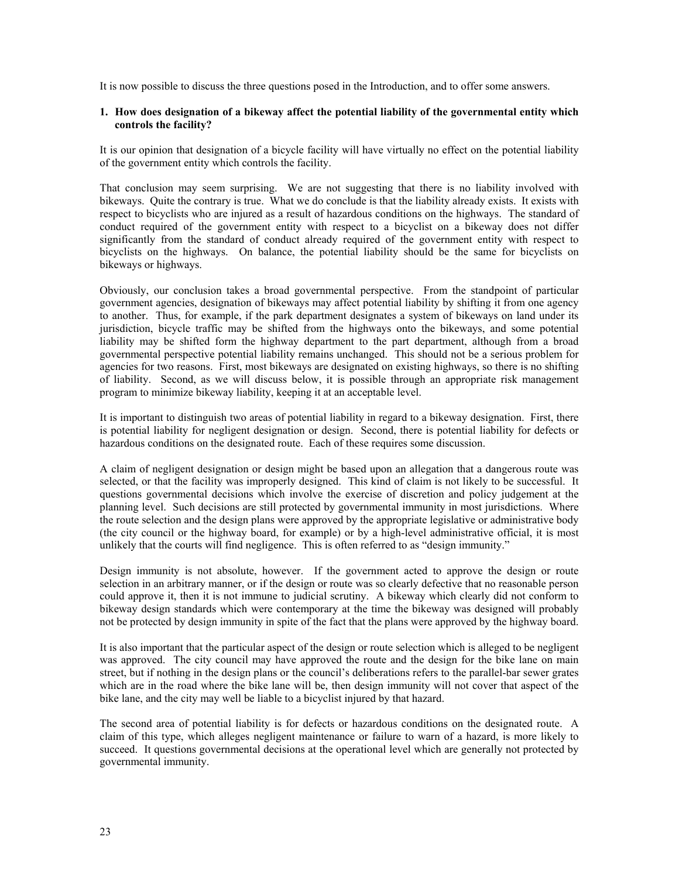It is now possible to discuss the three questions posed in the Introduction, and to offer some answers.

**1. How does designation of a bikeway affect the potential liability of the governmental entity which controls the facility?**

It is our opinion that designation of a bicycle facility will have virtually no effect on the potential liability of the government entity which controls the facility.

That conclusion may seem surprising. We are not suggesting that there is no liability involved with bikeways. Quite the contrary is true. What we do conclude is that the liability already exists. It exists with respect to bicyclists who are injured as a result of hazardous conditions on the highways. The standard of conduct required of the government entity with respect to a bicyclist on a bikeway does not differ significantly from the standard of conduct already required of the government entity with respect to bicyclists on the highways. On balance, the potential liability should be the same for bicyclists on bikeways or highways.

Obviously, our conclusion takes a broad governmental perspective. From the standpoint of particular government agencies, designation of bikeways may affect potential liability by shifting it from one agency to another. Thus, for example, if the park department designates a system of bikeways on land under its jurisdiction, bicycle traffic may be shifted from the highways onto the bikeways, and some potential liability may be shifted form the highway department to the part department, although from a broad governmental perspective potential liability remains unchanged. This should not be a serious problem for agencies for two reasons. First, most bikeways are designated on existing highways, so there is no shifting of liability. Second, as we will discuss below, it is possible through an appropriate risk management program to minimize bikeway liability, keeping it at an acceptable level.

It is important to distinguish two areas of potential liability in regard to a bikeway designation. First, there is potential liability for negligent designation or design. Second, there is potential liability for defects or hazardous conditions on the designated route. Each of these requires some discussion.

A claim of negligent designation or design might be based upon an allegation that a dangerous route was selected, or that the facility was improperly designed. This kind of claim is not likely to be successful. It questions governmental decisions which involve the exercise of discretion and policy judgement at the planning level. Such decisions are still protected by governmental immunity in most jurisdictions. Where the route selection and the design plans were approved by the appropriate legislative or administrative body (the city council or the highway board, for example) or by a high-level administrative official, it is most unlikely that the courts will find negligence. This is often referred to as "design immunity."

Design immunity is not absolute, however. If the government acted to approve the design or route selection in an arbitrary manner, or if the design or route was so clearly defective that no reasonable person could approve it, then it is not immune to judicial scrutiny. A bikeway which clearly did not conform to bikeway design standards which were contemporary at the time the bikeway was designed will probably not be protected by design immunity in spite of the fact that the plans were approved by the highway board.

It is also important that the particular aspect of the design or route selection which is alleged to be negligent was approved. The city council may have approved the route and the design for the bike lane on main street, but if nothing in the design plans or the council's deliberations refers to the parallel-bar sewer grates which are in the road where the bike lane will be, then design immunity will not cover that aspect of the bike lane, and the city may well be liable to a bicyclist injured by that hazard.

The second area of potential liability is for defects or hazardous conditions on the designated route. A claim of this type, which alleges negligent maintenance or failure to warn of a hazard, is more likely to succeed. It questions governmental decisions at the operational level which are generally not protected by governmental immunity.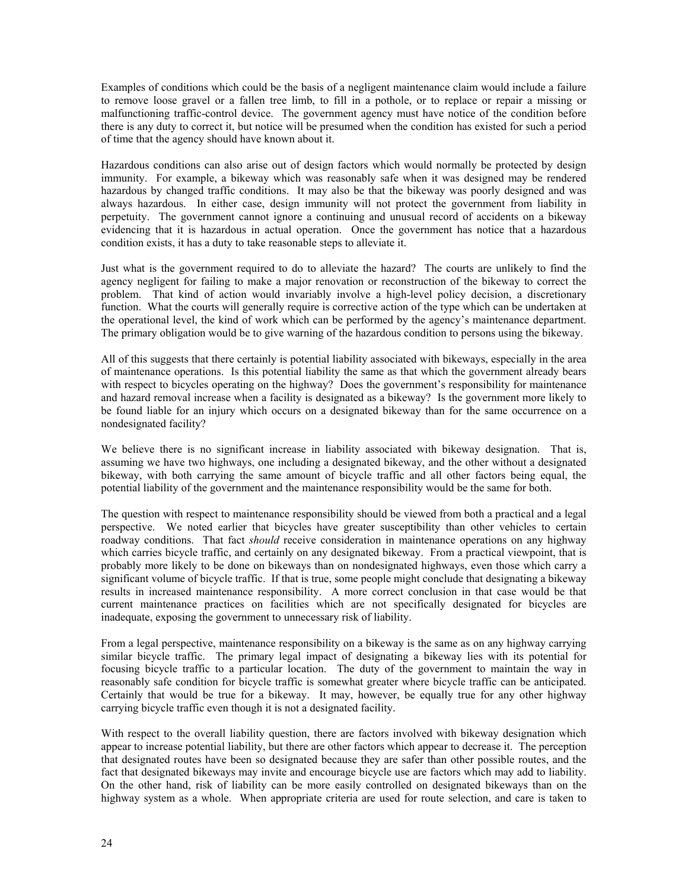Examples of conditions which could be the basis of a negligent maintenance claim would include a failure to remove loose gravel or a fallen tree limb, to fill in a pothole, or to replace or repair a missing or malfunctioning traffic-control device. The government agency must have notice of the condition before there is any duty to correct it, but notice will be presumed when the condition has existed for such a period of time that the agency should have known about it.

Hazardous conditions can also arise out of design factors which would normally be protected by design immunity. For example, a bikeway which was reasonably safe when it was designed may be rendered hazardous by changed traffic conditions. It may also be that the bikeway was poorly designed and was always hazardous. In either case, design immunity will not protect the government from liability in perpetuity. The government cannot ignore a continuing and unusual record of accidents on a bikeway evidencing that it is hazardous in actual operation. Once the government has notice that a hazardous condition exists, it has a duty to take reasonable steps to alleviate it.

Just what is the government required to do to alleviate the hazard? The courts are unlikely to find the agency negligent for failing to make a major renovation or reconstruction of the bikeway to correct the problem. That kind of action would invariably involve a high-level policy decision, a discretionary function. What the courts will generally require is corrective action of the type which can be undertaken at the operational level, the kind of work which can be performed by the agency's maintenance department. The primary obligation would be to give warning of the hazardous condition to persons using the bikeway.

All of this suggests that there certainly is potential liability associated with bikeways, especially in the area of maintenance operations. Is this potential liability the same as that which the government already bears with respect to bicycles operating on the highway? Does the government's responsibility for maintenance and hazard removal increase when a facility is designated as a bikeway? Is the government more likely to be found liable for an injury which occurs on a designated bikeway than for the same occurrence on a nondesignated facility?

We believe there is no significant increase in liability associated with bikeway designation. That is, assuming we have two highways, one including a designated bikeway, and the other without a designated bikeway, with both carrying the same amount of bicycle traffic and all other factors being equal, the potential liability of the government and the maintenance responsibility would be the same for both.

The question with respect to maintenance responsibility should be viewed from both a practical and a legal perspective. We noted earlier that bicycles have greater susceptibility than other vehicles to certain roadway conditions. That fact *should* receive consideration in maintenance operations on any highway which carries bicycle traffic, and certainly on any designated bikeway. From a practical viewpoint, that is probably more likely to be done on bikeways than on nondesignated highways, even those which carry a significant volume of bicycle traffic. If that is true, some people might conclude that designating a bikeway results in increased maintenance responsibility. A more correct conclusion in that case would be that current maintenance practices on facilities which are not specifically designated for bicycles are inadequate, exposing the government to unnecessary risk of liability.

From a legal perspective, maintenance responsibility on a bikeway is the same as on any highway carrying similar bicycle traffic. The primary legal impact of designating a bikeway lies with its potential for focusing bicycle traffic to a particular location. The duty of the government to maintain the way in reasonably safe condition for bicycle traffic is somewhat greater where bicycle traffic can be anticipated. Certainly that would be true for a bikeway. It may, however, be equally true for any other highway carrying bicycle traffic even though it is not a designated facility.

With respect to the overall liability question, there are factors involved with bikeway designation which appear to increase potential liability, but there are other factors which appear to decrease it. The perception that designated routes have been so designated because they are safer than other possible routes, and the fact that designated bikeways may invite and encourage bicycle use are factors which may add to liability. On the other hand, risk of liability can be more easily controlled on designated bikeways than on the highway system as a whole. When appropriate criteria are used for route selection, and care is taken to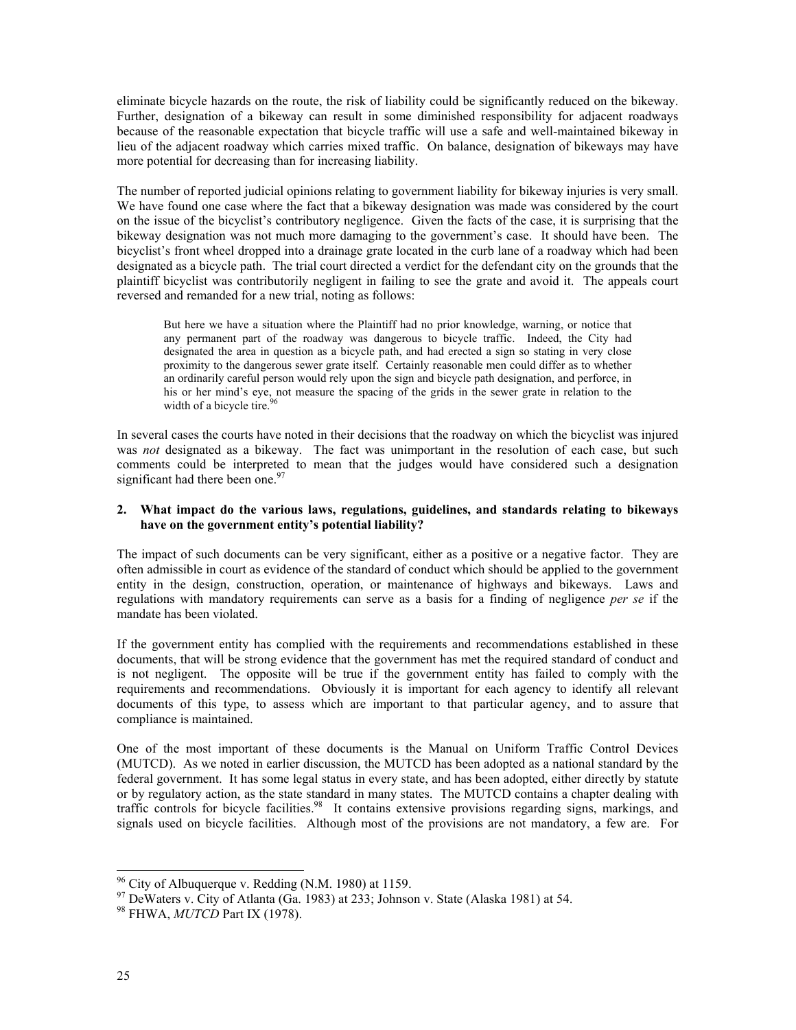eliminate bicycle hazards on the route, the risk of liability could be significantly reduced on the bikeway. Further, designation of a bikeway can result in some diminished responsibility for adjacent roadways because of the reasonable expectation that bicycle traffic will use a safe and well-maintained bikeway in lieu of the adjacent roadway which carries mixed traffic. On balance, designation of bikeways may have more potential for decreasing than for increasing liability.

The number of reported judicial opinions relating to government liability for bikeway injuries is very small. We have found one case where the fact that a bikeway designation was made was considered by the court on the issue of the bicyclist's contributory negligence. Given the facts of the case, it is surprising that the bikeway designation was not much more damaging to the government's case. It should have been. The bicyclist's front wheel dropped into a drainage grate located in the curb lane of a roadway which had been designated as a bicycle path. The trial court directed a verdict for the defendant city on the grounds that the plaintiff bicyclist was contributorily negligent in failing to see the grate and avoid it. The appeals court reversed and remanded for a new trial, noting as follows:

> But here we have a situation where the Plaintiff had no prior knowledge, warning, or notice that any permanent part of the roadway was dangerous to bicycle traffic. Indeed, the City had designated the area in question as a bicycle path, and had erected a sign so stating in very close proximity to the dangerous sewer grate itself. Certainly reasonable men could differ as to whether an ordinarily careful person would rely upon the sign and bicycle path designation, and perforce, in his or her mind's eye, not measure the spacing of the grids in the sewer grate in relation to the width of a bicycle tire.[96]

In several cases the courts have noted in their decisions that the roadway on which the bicyclist was injured was *not* designated as a bikeway. The fact was unimportant in the resolution of each case, but such comments could be interpreted to mean that the judges would have considered such a designation significant had there been one.[97]

**2. What impact do the various laws, regulations, guidelines, and standards relating to bikeways have on the government entity's potential liability?**

The impact of such documents can be very significant, either as a positive or a negative factor. They are often admissible in court as evidence of the standard of conduct which should be applied to the government entity in the design, construction, operation, or maintenance of highways and bikeways. Laws and regulations with mandatory requirements can serve as a basis for a finding of negligence *per se* if the mandate has been violated.

If the government entity has complied with the requirements and recommendations established in these documents, that will be strong evidence that the government has met the required standard of conduct and is not negligent. The opposite will be true if the government entity has failed to comply with the requirements and recommendations. Obviously it is important for each agency to identify all relevant documents of this type, to assess which are important to that particular agency, and to assure that compliance is maintained.

One of the most important of these documents is the Manual on Uniform Traffic Control Devices (MUTCD). As we noted in earlier discussion, the MUTCD has been adopted as a national standard by the federal government. It has some legal status in every state, and has been adopted, either directly by statute or by regulatory action, as the state standard in many states. The MUTCD contains a chapter dealing with traffic controls for bicycle facilities.[98] It contains extensive provisions regarding signs, markings, and signals used on bicycle facilities. Although most of the provisions are not mandatory, a few are. For

---

[96] City of Albuquerque v. Redding (N.M. 1980) at 1159.

[97] DeWaters v. City of Atlanta (Ga. 1983) at 233; Johnson v. State (Alaska 1981) at 54.

[98] FHWA, *MUTCD* Part IX (1978).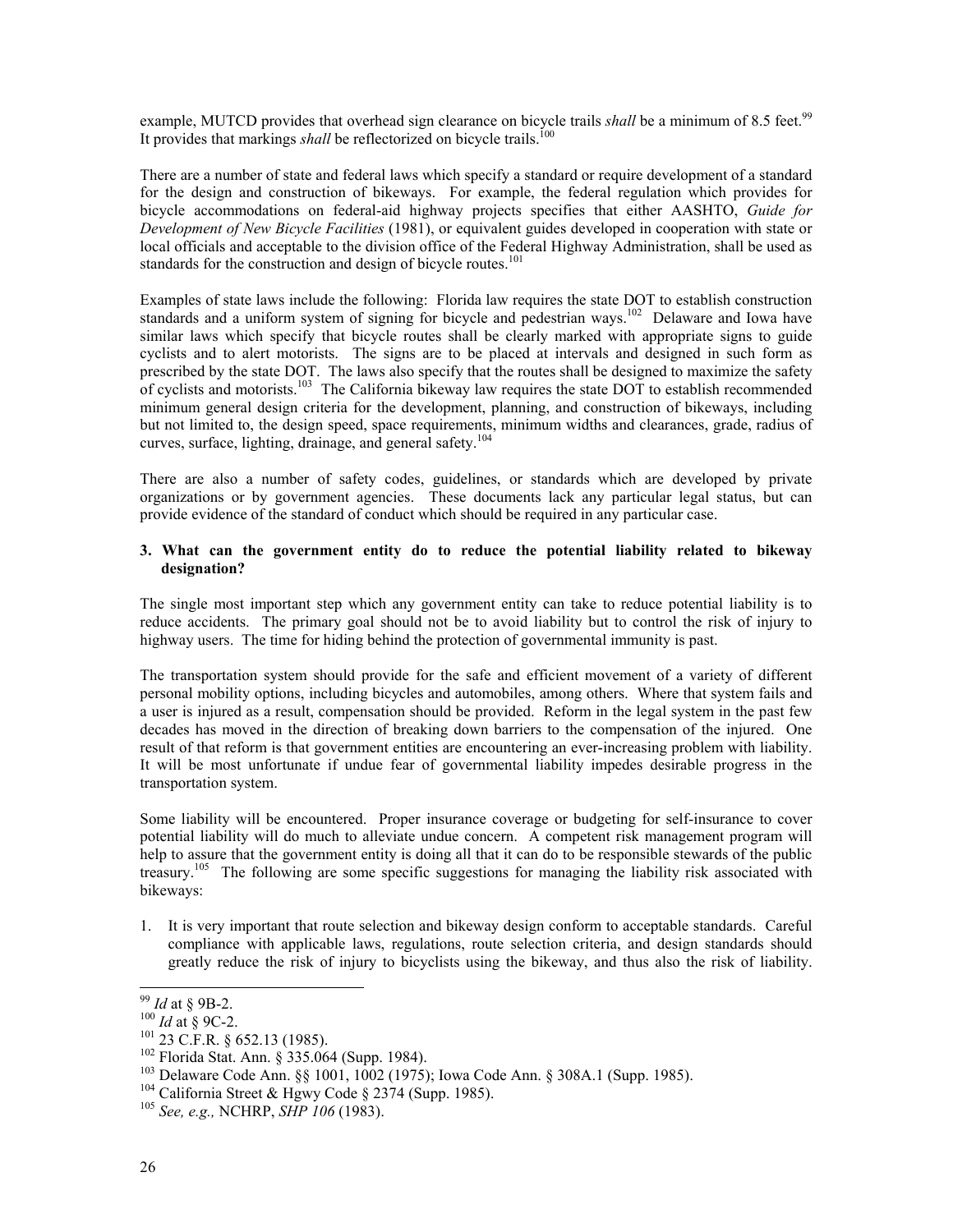example, MUTCD provides that overhead sign clearance on bicycle trails *shall* be a minimum of 8.5 feet.[99] It provides that markings *shall* be reflectorized on bicycle trails.[100]

There are a number of state and federal laws which specify a standard or require development of a standard for the design and construction of bikeways. For example, the federal regulation which provides for bicycle accommodations on federal-aid highway projects specifies that either AASHTO, *Guide for Development of New Bicycle Facilities* (1981), or equivalent guides developed in cooperation with state or local officials and acceptable to the division office of the Federal Highway Administration, shall be used as standards for the construction and design of bicycle routes.[101]

Examples of state laws include the following: Florida law requires the state DOT to establish construction standards and a uniform system of signing for bicycle and pedestrian ways.[102] Delaware and Iowa have similar laws which specify that bicycle routes shall be clearly marked with appropriate signs to guide cyclists and to alert motorists. The signs are to be placed at intervals and designed in such form as prescribed by the state DOT. The laws also specify that the routes shall be designed to maximize the safety of cyclists and motorists.[103] The California bikeway law requires the state DOT to establish recommended minimum general design criteria for the development, planning, and construction of bikeways, including but not limited to, the design speed, space requirements, minimum widths and clearances, grade, radius of curves, surface, lighting, drainage, and general safety.[104]

There are also a number of safety codes, guidelines, or standards which are developed by private organizations or by government agencies. These documents lack any particular legal status, but can provide evidence of the standard of conduct which should be required in any particular case.

**3. What can the government entity do to reduce the potential liability related to bikeway designation?**

The single most important step which any government entity can take to reduce potential liability is to reduce accidents. The primary goal should not be to avoid liability but to control the risk of injury to highway users. The time for hiding behind the protection of governmental immunity is past.

The transportation system should provide for the safe and efficient movement of a variety of different personal mobility options, including bicycles and automobiles, among others. Where that system fails and a user is injured as a result, compensation should be provided. Reform in the legal system in the past few decades has moved in the direction of breaking down barriers to the compensation of the injured. One result of that reform is that government entities are encountering an ever-increasing problem with liability. It will be most unfortunate if undue fear of governmental liability impedes desirable progress in the transportation system.

Some liability will be encountered. Proper insurance coverage or budgeting for self-insurance to cover potential liability will do much to alleviate undue concern. A competent risk management program will help to assure that the government entity is doing all that it can do to be responsible stewards of the public treasury.[105] The following are some specific suggestions for managing the liability risk associated with bikeways:

1. It is very important that route selection and bikeway design conform to acceptable standards. Careful compliance with applicable laws, regulations, route selection criteria, and design standards should greatly reduce the risk of injury to bicyclists using the bikeway, and thus also the risk of liability.

---

[99] *Id* at § 9B-2.
[100] *Id* at § 9C-2.
[101] 23 C.F.R. § 652.13 (1985).
[102] Florida Stat. Ann. § 335.064 (Supp. 1984).
[103] Delaware Code Ann. §§ 1001, 1002 (1975); Iowa Code Ann. § 308A.1 (Supp. 1985).
[104] California Street & Hgwy Code § 2374 (Supp. 1985).
[105] *See, e.g.,* NCHRP, *SHP 106* (1983).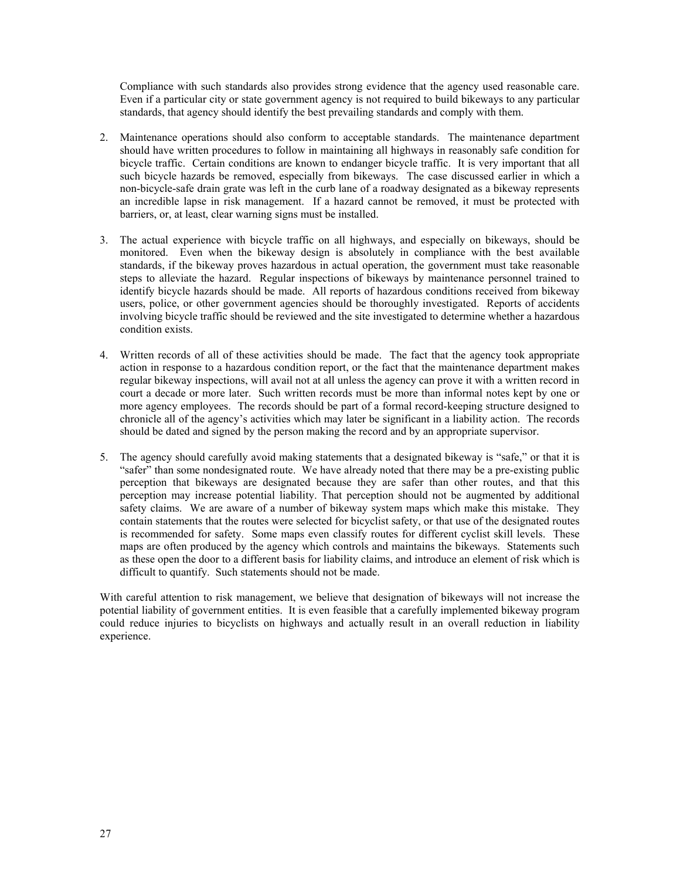Compliance with such standards also provides strong evidence that the agency used reasonable care. Even if a particular city or state government agency is not required to build bikeways to any particular standards, that agency should identify the best prevailing standards and comply with them.

2. Maintenance operations should also conform to acceptable standards. The maintenance department should have written procedures to follow in maintaining all highways in reasonably safe condition for bicycle traffic. Certain conditions are known to endanger bicycle traffic. It is very important that all such bicycle hazards be removed, especially from bikeways. The case discussed earlier in which a non-bicycle-safe drain grate was left in the curb lane of a roadway designated as a bikeway represents an incredible lapse in risk management. If a hazard cannot be removed, it must be protected with barriers, or, at least, clear warning signs must be installed.

3. The actual experience with bicycle traffic on all highways, and especially on bikeways, should be monitored. Even when the bikeway design is absolutely in compliance with the best available standards, if the bikeway proves hazardous in actual operation, the government must take reasonable steps to alleviate the hazard. Regular inspections of bikeways by maintenance personnel trained to identify bicycle hazards should be made. All reports of hazardous conditions received from bikeway users, police, or other government agencies should be thoroughly investigated. Reports of accidents involving bicycle traffic should be reviewed and the site investigated to determine whether a hazardous condition exists.

4. Written records of all of these activities should be made. The fact that the agency took appropriate action in response to a hazardous condition report, or the fact that the maintenance department makes regular bikeway inspections, will avail not at all unless the agency can prove it with a written record in court a decade or more later. Such written records must be more than informal notes kept by one or more agency employees. The records should be part of a formal record-keeping structure designed to chronicle all of the agency's activities which may later be significant in a liability action. The records should be dated and signed by the person making the record and by an appropriate supervisor.

5. The agency should carefully avoid making statements that a designated bikeway is "safe," or that it is "safer" than some nondesignated route. We have already noted that there may be a pre-existing public perception that bikeways are designated because they are safer than other routes, and that this perception may increase potential liability. That perception should not be augmented by additional safety claims. We are aware of a number of bikeway system maps which make this mistake. They contain statements that the routes were selected for bicyclist safety, or that use of the designated routes is recommended for safety. Some maps even classify routes for different cyclist skill levels. These maps are often produced by the agency which controls and maintains the bikeways. Statements such as these open the door to a different basis for liability claims, and introduce an element of risk which is difficult to quantify. Such statements should not be made.

With careful attention to risk management, we believe that designation of bikeways will not increase the potential liability of government entities. It is even feasible that a carefully implemented bikeway program could reduce injuries to bicyclists on highways and actually result in an overall reduction in liability experience.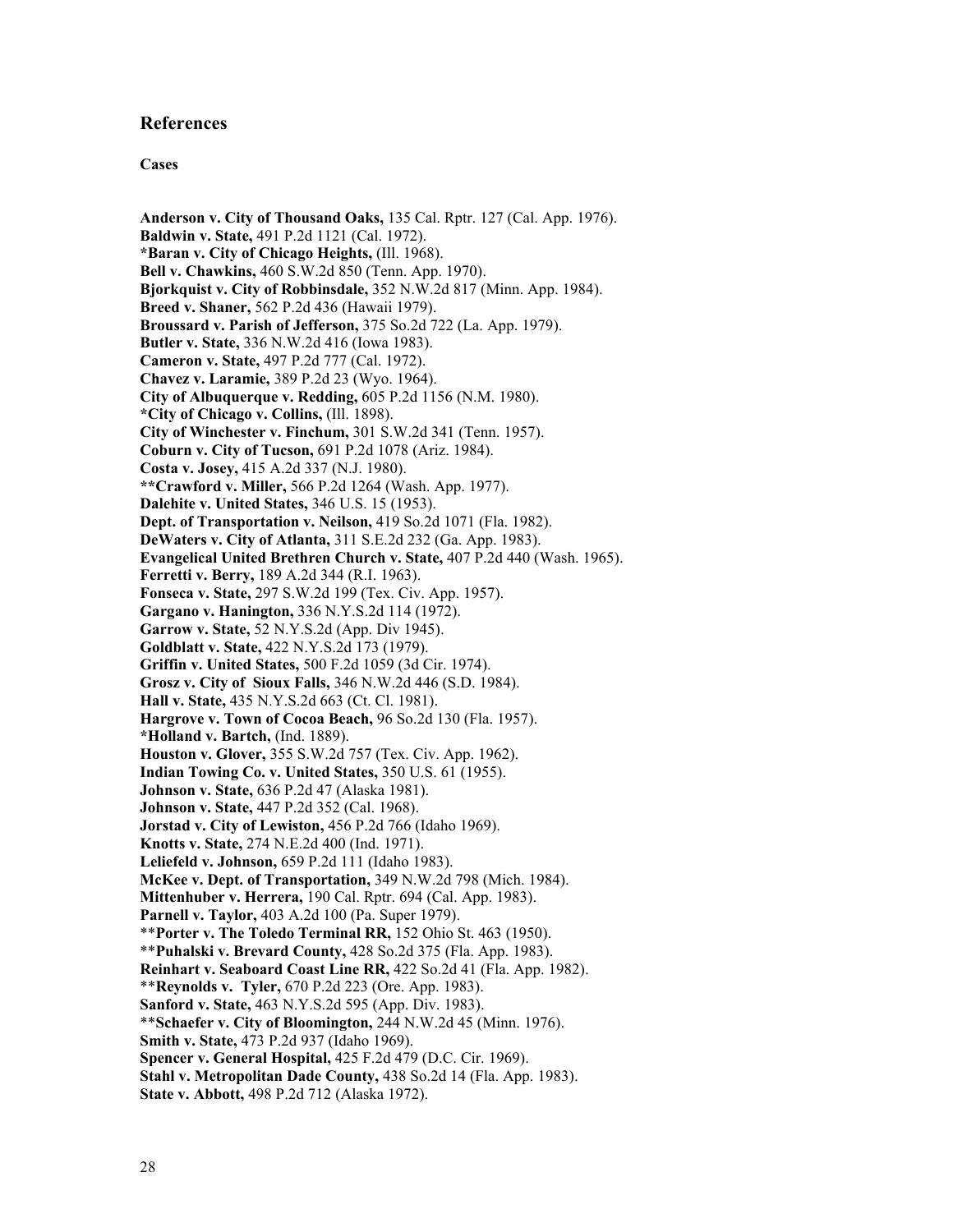## References

### Cases

**Anderson v. City of Thousand Oaks,** 135 Cal. Rptr. 127 (Cal. App. 1976).
**Baldwin v. State,** 491 P.2d 1121 (Cal. 1972).
***Baran v. City of Chicago Heights,** (Ill. 1968).
**Bell v. Chawkins,** 460 S.W.2d 850 (Tenn. App. 1970).
**Bjorkquist v. City of Robbinsdale,** 352 N.W.2d 817 (Minn. App. 1984).
**Breed v. Shaner,** 562 P.2d 436 (Hawaii 1979).
**Broussard v. Parish of Jefferson,** 375 So.2d 722 (La. App. 1979).
**Butler v. State,** 336 N.W.2d 416 (Iowa 1983).
**Cameron v. State,** 497 P.2d 777 (Cal. 1972).
**Chavez v. Laramie,** 389 P.2d 23 (Wyo. 1964).
**City of Albuquerque v. Redding,** 605 P.2d 1156 (N.M. 1980).
***City of Chicago v. Collins,** (Ill. 1898).
**City of Winchester v. Finchum,** 301 S.W.2d 341 (Tenn. 1957).
**Coburn v. City of Tucson,** 691 P.2d 1078 (Ariz. 1984).
**Costa v. Josey,** 415 A.2d 337 (N.J. 1980).
****Crawford v. Miller,** 566 P.2d 1264 (Wash. App. 1977).
**Dalehite v. United States,** 346 U.S. 15 (1953).
**Dept. of Transportation v. Neilson,** 419 So.2d 1071 (Fla. 1982).
**DeWaters v. City of Atlanta,** 311 S.E.2d 232 (Ga. App. 1983).
**Evangelical United Brethren Church v. State,** 407 P.2d 440 (Wash. 1965).
**Ferretti v. Berry,** 189 A.2d 344 (R.I. 1963).
**Fonseca v. State,** 297 S.W.2d 199 (Tex. Civ. App. 1957).
**Gargano v. Hanington,** 336 N.Y.S.2d 114 (1972).
**Garrow v. State,** 52 N.Y.S.2d (App. Div 1945).
**Goldblatt v. State,** 422 N.Y.S.2d 173 (1979).
**Griffin v. United States,** 500 F.2d 1059 (3d Cir. 1974).
**Grosz v. City of Sioux Falls,** 346 N.W.2d 446 (S.D. 1984).
**Hall v. State,** 435 N.Y.S.2d 663 (Ct. Cl. 1981).
**Hargrove v. Town of Cocoa Beach,** 96 So.2d 130 (Fla. 1957).
***Holland v. Bartch,** (Ind. 1889).
**Houston v. Glover,** 355 S.W.2d 757 (Tex. Civ. App. 1962).
**Indian Towing Co. v. United States,** 350 U.S. 61 (1955).
**Johnson v. State,** 636 P.2d 47 (Alaska 1981).
**Johnson v. State,** 447 P.2d 352 (Cal. 1968).
**Jorstad v. City of Lewiston,** 456 P.2d 766 (Idaho 1969).
**Knotts v. State,** 274 N.E.2d 400 (Ind. 1971).
**Leliefeld v. Johnson,** 659 P.2d 111 (Idaho 1983).
**McKee v. Dept. of Transportation,** 349 N.W.2d 798 (Mich. 1984).
**Mittenhuber v. Herrera,** 190 Cal. Rptr. 694 (Cal. App. 1983).
**Parnell v. Taylor,** 403 A.2d 100 (Pa. Super 1979).
****Porter v. The Toledo Terminal RR,** 152 Ohio St. 463 (1950).
****Puhalski v. Brevard County,** 428 So.2d 375 (Fla. App. 1983).
**Reinhart v. Seaboard Coast Line RR,** 422 So.2d 41 (Fla. App. 1982).
****Reynolds v. Tyler,** 670 P.2d 223 (Ore. App. 1983).
**Sanford v. State,** 463 N.Y.S.2d 595 (App. Div. 1983).
****Schaefer v. City of Bloomington,** 244 N.W.2d 45 (Minn. 1976).
**Smith v. State,** 473 P.2d 937 (Idaho 1969).
**Spencer v. General Hospital,** 425 F.2d 479 (D.C. Cir. 1969).
**Stahl v. Metropolitan Dade County,** 438 So.2d 14 (Fla. App. 1983).
**State v. Abbott,** 498 P.2d 712 (Alaska 1972).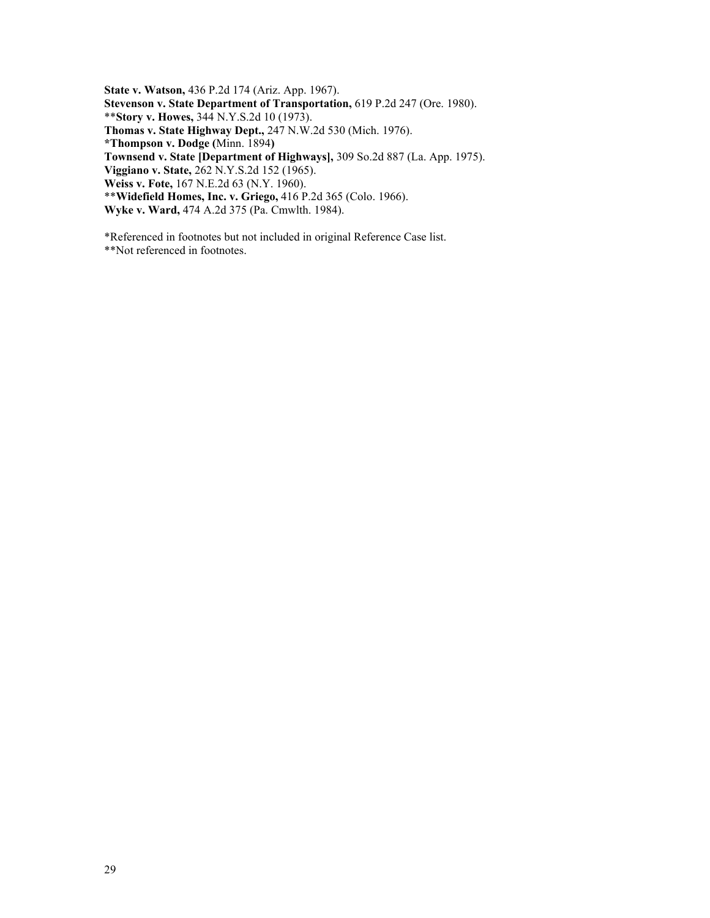**State v. Watson,** 436 P.2d 174 (Ariz. App. 1967).
**Stevenson v. State Department of Transportation,** 619 P.2d 247 (Ore. 1980).
**Story v. Howes,** 344 N.Y.S.2d 10 (1973).
**Thomas v. State Highway Dept.,** 247 N.W.2d 530 (Mich. 1976).
***Thompson v. Dodge (**Minn. 1894**)**
**Townsend v. State [Department of Highways],** 309 So.2d 887 (La. App. 1975).
**Viggiano v. State,** 262 N.Y.S.2d 152 (1965).
**Weiss v. Fote,** 167 N.E.2d 63 (N.Y. 1960).
****Widefield Homes, Inc. v. Griego,** 416 P.2d 365 (Colo. 1966).
**Wyke v. Ward,** 474 A.2d 375 (Pa. Cmwlth. 1984).

*Referenced in footnotes but not included in original Reference Case list.
**Not referenced in footnotes.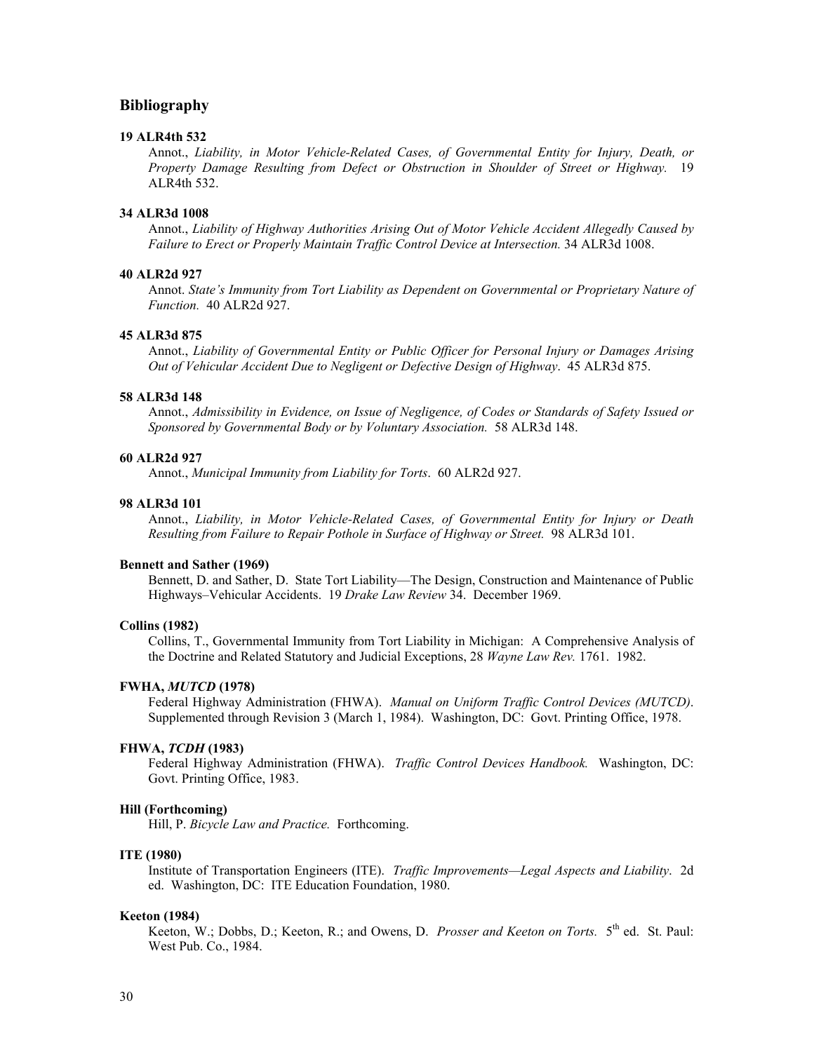## Bibliography

**19 ALR4th 532**

Annot., *Liability, in Motor Vehicle-Related Cases, of Governmental Entity for Injury, Death, or Property Damage Resulting from Defect or Obstruction in Shoulder of Street or Highway.* 19 ALR4th 532.

**34 ALR3d 1008**

Annot., *Liability of Highway Authorities Arising Out of Motor Vehicle Accident Allegedly Caused by Failure to Erect or Properly Maintain Traffic Control Device at Intersection.* 34 ALR3d 1008.

**40 ALR2d 927**

Annot. *State's Immunity from Tort Liability as Dependent on Governmental or Proprietary Nature of Function.* 40 ALR2d 927.

**45 ALR3d 875**

Annot., *Liability of Governmental Entity or Public Officer for Personal Injury or Damages Arising Out of Vehicular Accident Due to Negligent or Defective Design of Highway*. 45 ALR3d 875.

**58 ALR3d 148**

Annot., *Admissibility in Evidence, on Issue of Negligence, of Codes or Standards of Safety Issued or Sponsored by Governmental Body or by Voluntary Association.* 58 ALR3d 148.

**60 ALR2d 927**

Annot., *Municipal Immunity from Liability for Torts*. 60 ALR2d 927.

**98 ALR3d 101**

Annot., *Liability, in Motor Vehicle-Related Cases, of Governmental Entity for Injury or Death Resulting from Failure to Repair Pothole in Surface of Highway or Street.* 98 ALR3d 101.

**Bennett and Sather (1969)**

Bennett, D. and Sather, D. State Tort Liability—The Design, Construction and Maintenance of Public Highways–Vehicular Accidents. 19 *Drake Law Review* 34. December 1969.

**Collins (1982)**

Collins, T., Governmental Immunity from Tort Liability in Michigan: A Comprehensive Analysis of the Doctrine and Related Statutory and Judicial Exceptions, 28 *Wayne Law Rev.* 1761. 1982.

**FWHA, *MUTCD* (1978)**

Federal Highway Administration (FHWA). *Manual on Uniform Traffic Control Devices (MUTCD)*. Supplemented through Revision 3 (March 1, 1984). Washington, DC: Govt. Printing Office, 1978.

**FHWA, *TCDH* (1983)**

Federal Highway Administration (FHWA). *Traffic Control Devices Handbook.* Washington, DC: Govt. Printing Office, 1983.

**Hill (Forthcoming)**

Hill, P. *Bicycle Law and Practice.* Forthcoming.

**ITE (1980)**

Institute of Transportation Engineers (ITE). *Traffic Improvements—Legal Aspects and Liability*. 2d ed. Washington, DC: ITE Education Foundation, 1980.

**Keeton (1984)**

Keeton, W.; Dobbs, D.; Keeton, R.; and Owens, D. *Prosser and Keeton on Torts.* 5th ed. St. Paul: West Pub. Co., 1984.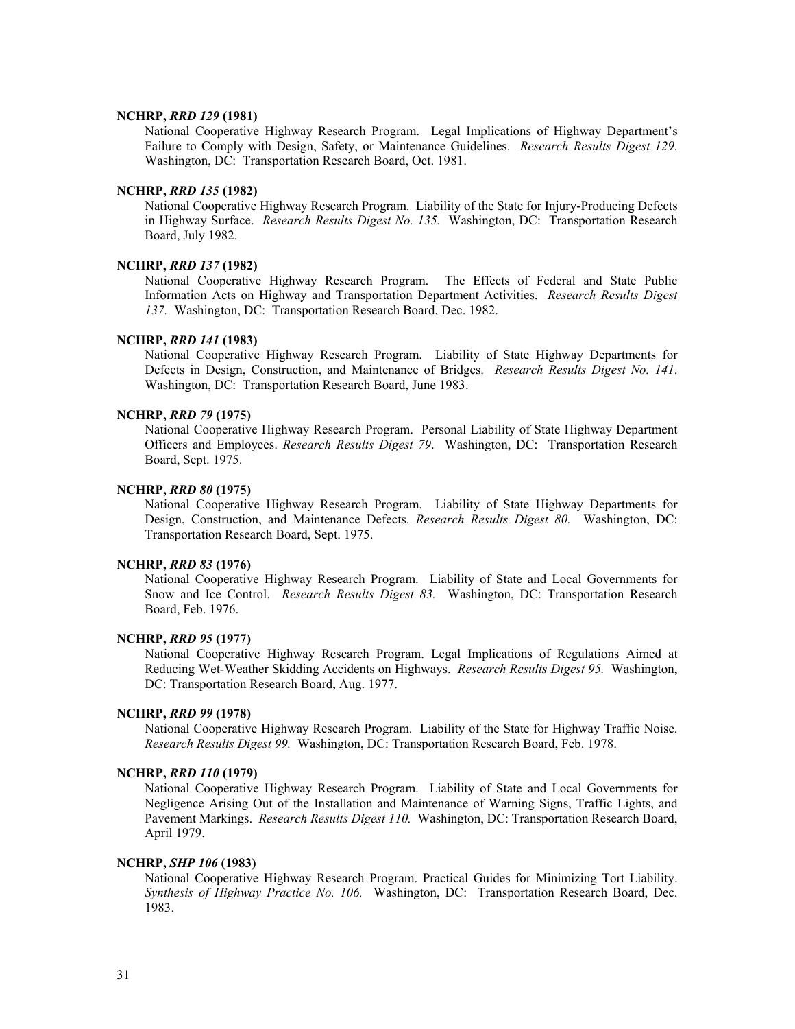**NCHRP, *RRD 129* (1981)**

National Cooperative Highway Research Program. Legal Implications of Highway Department's Failure to Comply with Design, Safety, or Maintenance Guidelines. *Research Results Digest 129*. Washington, DC: Transportation Research Board, Oct. 1981.

**NCHRP, *RRD 135* (1982)**

National Cooperative Highway Research Program. Liability of the State for Injury-Producing Defects in Highway Surface. *Research Results Digest No. 135.* Washington, DC: Transportation Research Board, July 1982.

**NCHRP, *RRD 137* (1982)**

National Cooperative Highway Research Program. The Effects of Federal and State Public Information Acts on Highway and Transportation Department Activities. *Research Results Digest 137.* Washington, DC: Transportation Research Board, Dec. 1982.

**NCHRP, *RRD 141* (1983)**

National Cooperative Highway Research Program. Liability of State Highway Departments for Defects in Design, Construction, and Maintenance of Bridges. *Research Results Digest No. 141*. Washington, DC: Transportation Research Board, June 1983.

**NCHRP, *RRD 79* (1975)**

National Cooperative Highway Research Program. Personal Liability of State Highway Department Officers and Employees. *Research Results Digest 79*. Washington, DC: Transportation Research Board, Sept. 1975.

**NCHRP, *RRD 80* (1975)**

National Cooperative Highway Research Program. Liability of State Highway Departments for Design, Construction, and Maintenance Defects. *Research Results Digest 80.* Washington, DC: Transportation Research Board, Sept. 1975.

**NCHRP, *RRD 83* (1976)**

National Cooperative Highway Research Program. Liability of State and Local Governments for Snow and Ice Control. *Research Results Digest 83.* Washington, DC: Transportation Research Board, Feb. 1976.

**NCHRP, *RRD 95* (1977)**

National Cooperative Highway Research Program. Legal Implications of Regulations Aimed at Reducing Wet-Weather Skidding Accidents on Highways. *Research Results Digest 95.* Washington, DC: Transportation Research Board, Aug. 1977.

**NCHRP, *RRD 99* (1978)**

National Cooperative Highway Research Program. Liability of the State for Highway Traffic Noise. *Research Results Digest 99.* Washington, DC: Transportation Research Board, Feb. 1978.

**NCHRP, *RRD 110* (1979)**

National Cooperative Highway Research Program. Liability of State and Local Governments for Negligence Arising Out of the Installation and Maintenance of Warning Signs, Traffic Lights, and Pavement Markings. *Research Results Digest 110.* Washington, DC: Transportation Research Board, April 1979.

**NCHRP, *SHP 106* (1983)**

National Cooperative Highway Research Program. Practical Guides for Minimizing Tort Liability. *Synthesis of Highway Practice No. 106.* Washington, DC: Transportation Research Board, Dec. 1983.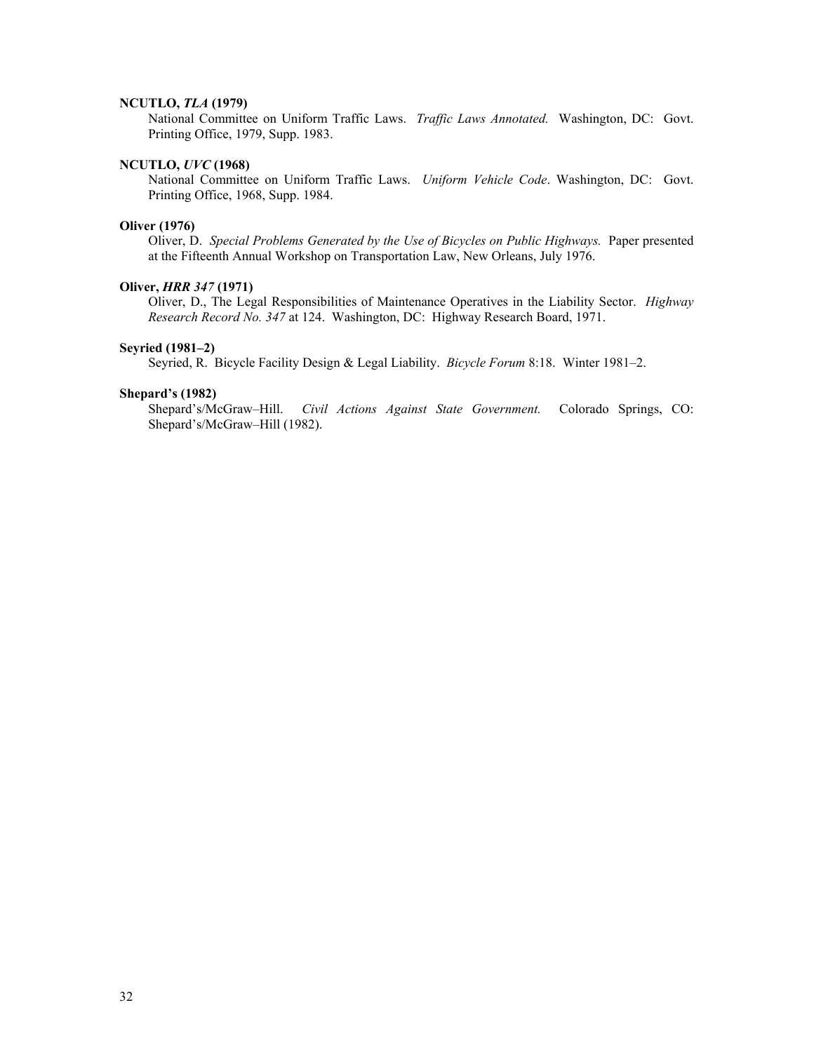**NCUTLO, *TLA* (1979)**

National Committee on Uniform Traffic Laws. *Traffic Laws Annotated.* Washington, DC: Govt. Printing Office, 1979, Supp. 1983.

**NCUTLO, *UVC* (1968)**

National Committee on Uniform Traffic Laws. *Uniform Vehicle Code*. Washington, DC: Govt. Printing Office, 1968, Supp. 1984.

**Oliver (1976)**

Oliver, D. *Special Problems Generated by the Use of Bicycles on Public Highways.* Paper presented at the Fifteenth Annual Workshop on Transportation Law, New Orleans, July 1976.

**Oliver, *HRR 347* (1971)**

Oliver, D., The Legal Responsibilities of Maintenance Operatives in the Liability Sector. *Highway Research Record No. 347* at 124. Washington, DC: Highway Research Board, 1971.

**Seyried (1981–2)**

Seyried, R. Bicycle Facility Design & Legal Liability. *Bicycle Forum* 8:18. Winter 1981–2.

**Shepard's (1982)**

Shepard's/McGraw–Hill. *Civil Actions Against State Government.* Colorado Springs, CO: Shepard's/McGraw–Hill (1982).